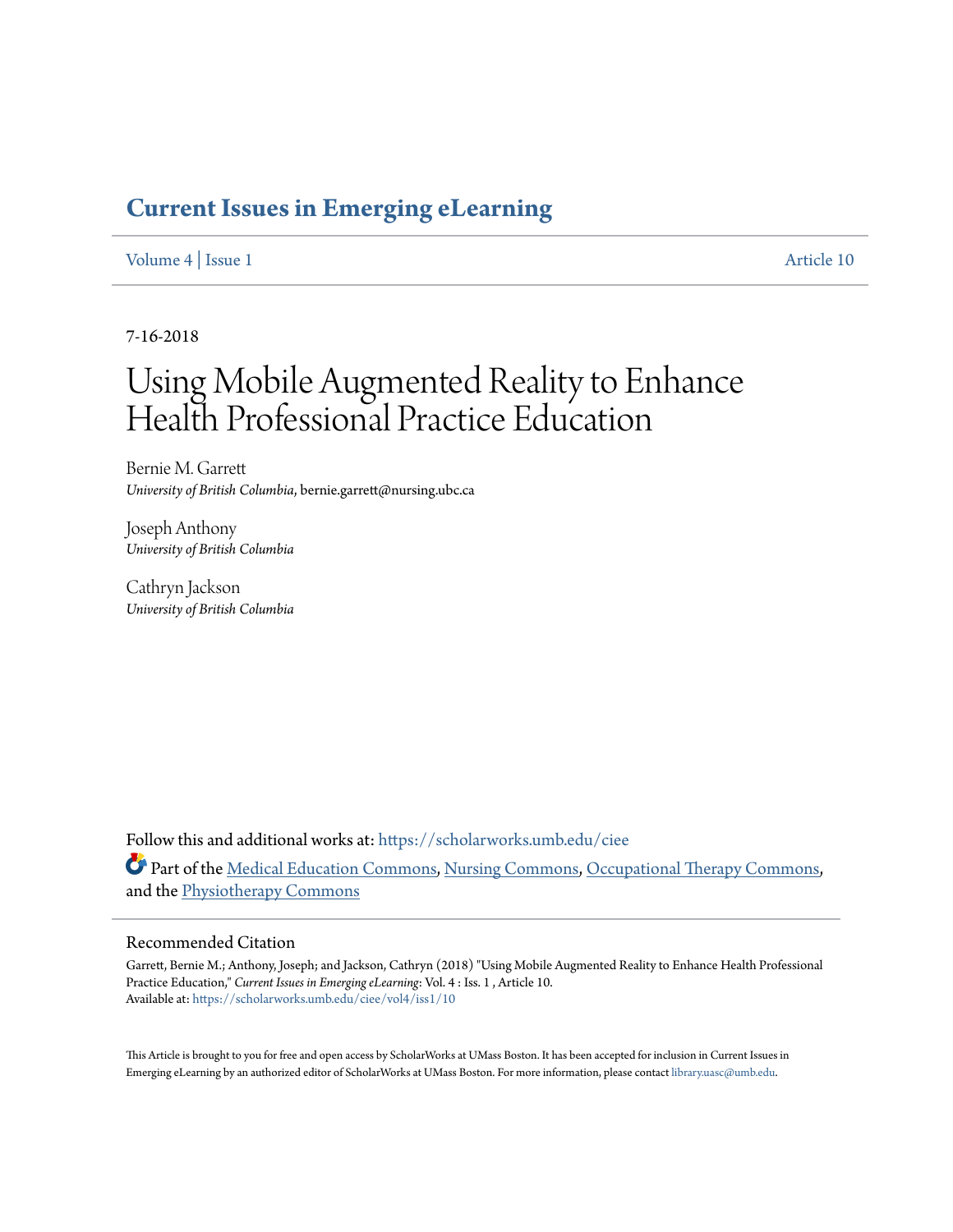# Current Issues in Emerging eLearning

Volume 4 | Issue 1 Article 10

7-16-2018

# Using Mobile Augmented Reality to Enhance Health Professional Practice Education

Bernie M. Garrett
*University of British Columbia*, bernie.garrett@nursing.ubc.ca

Joseph Anthony
*University of British Columbia*

Cathryn Jackson
*University of British Columbia*

Follow this and additional works at: https://scholarworks.umb.edu/ciee

Part of the Medical Education Commons, Nursing Commons, Occupational Therapy Commons, and the Physiotherapy Commons

## Recommended Citation

Garrett, Bernie M.; Anthony, Joseph; and Jackson, Cathryn (2018) "Using Mobile Augmented Reality to Enhance Health Professional Practice Education," *Current Issues in Emerging eLearning*: Vol. 4 : Iss. 1 , Article 10.
Available at: https://scholarworks.umb.edu/ciee/vol4/iss1/10

This Article is brought to you for free and open access by ScholarWorks at UMass Boston. It has been accepted for inclusion in Current Issues in Emerging eLearning by an authorized editor of ScholarWorks at UMass Boston. For more information, please contact library.uasc@umb.edu.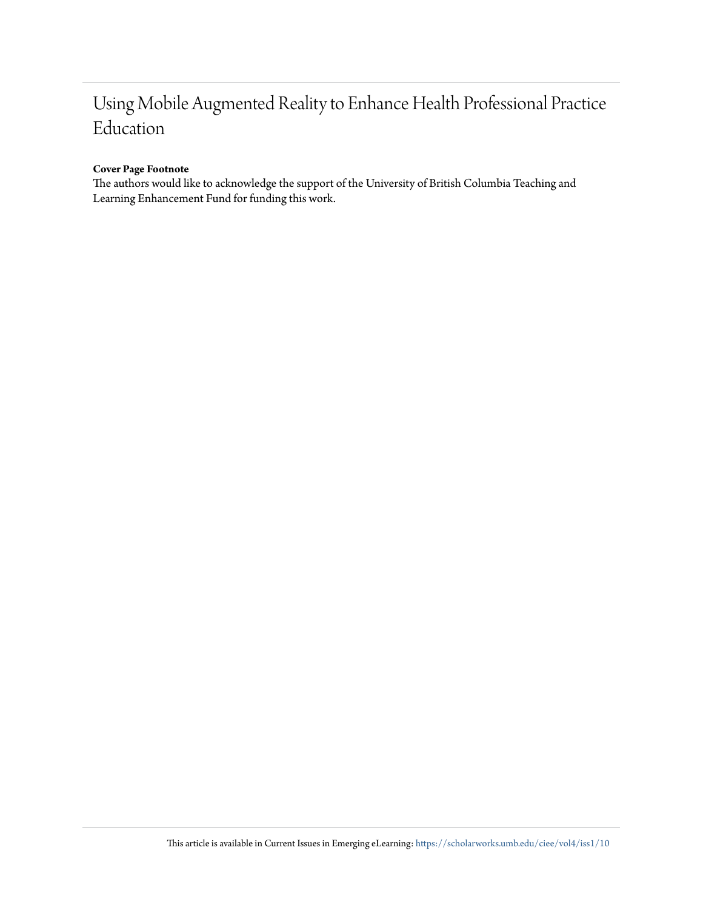# Using Mobile Augmented Reality to Enhance Health Professional Practice Education

**Cover Page Footnote**

The authors would like to acknowledge the support of the University of British Columbia Teaching and Learning Enhancement Fund for funding this work.

This article is available in Current Issues in Emerging eLearning: https://scholarworks.umb.edu/ciee/vol4/iss1/10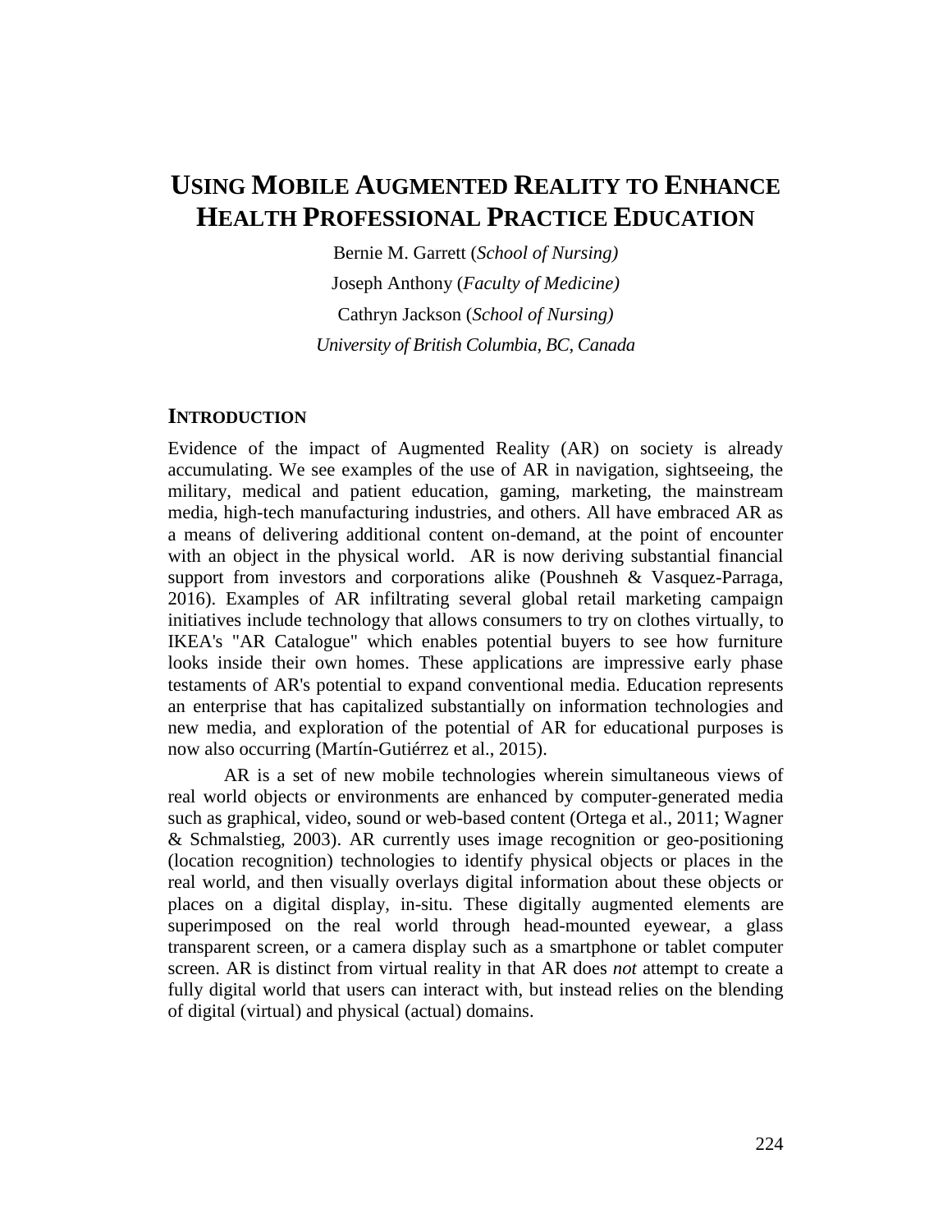# USING MOBILE AUGMENTED REALITY TO ENHANCE HEALTH PROFESSIONAL PRACTICE EDUCATION

Bernie M. Garrett (*School of Nursing)*

Joseph Anthony (*Faculty of Medicine)*

Cathryn Jackson (*School of Nursing)*

*University of British Columbia, BC, Canada*

## INTRODUCTION

Evidence of the impact of Augmented Reality (AR) on society is already accumulating. We see examples of the use of AR in navigation, sightseeing, the military, medical and patient education, gaming, marketing, the mainstream media, high-tech manufacturing industries, and others. All have embraced AR as a means of delivering additional content on-demand, at the point of encounter with an object in the physical world. AR is now deriving substantial financial support from investors and corporations alike (Poushneh & Vasquez-Parraga, 2016). Examples of AR infiltrating several global retail marketing campaign initiatives include technology that allows consumers to try on clothes virtually, to IKEA's "AR Catalogue" which enables potential buyers to see how furniture looks inside their own homes. These applications are impressive early phase testaments of AR's potential to expand conventional media. Education represents an enterprise that has capitalized substantially on information technologies and new media, and exploration of the potential of AR for educational purposes is now also occurring (Martín-Gutiérrez et al., 2015).

AR is a set of new mobile technologies wherein simultaneous views of real world objects or environments are enhanced by computer-generated media such as graphical, video, sound or web-based content (Ortega et al., 2011; Wagner & Schmalstieg, 2003). AR currently uses image recognition or geo-positioning (location recognition) technologies to identify physical objects or places in the real world, and then visually overlays digital information about these objects or places on a digital display, in-situ. These digitally augmented elements are superimposed on the real world through head-mounted eyewear, a glass transparent screen, or a camera display such as a smartphone or tablet computer screen. AR is distinct from virtual reality in that AR does *not* attempt to create a fully digital world that users can interact with, but instead relies on the blending of digital (virtual) and physical (actual) domains.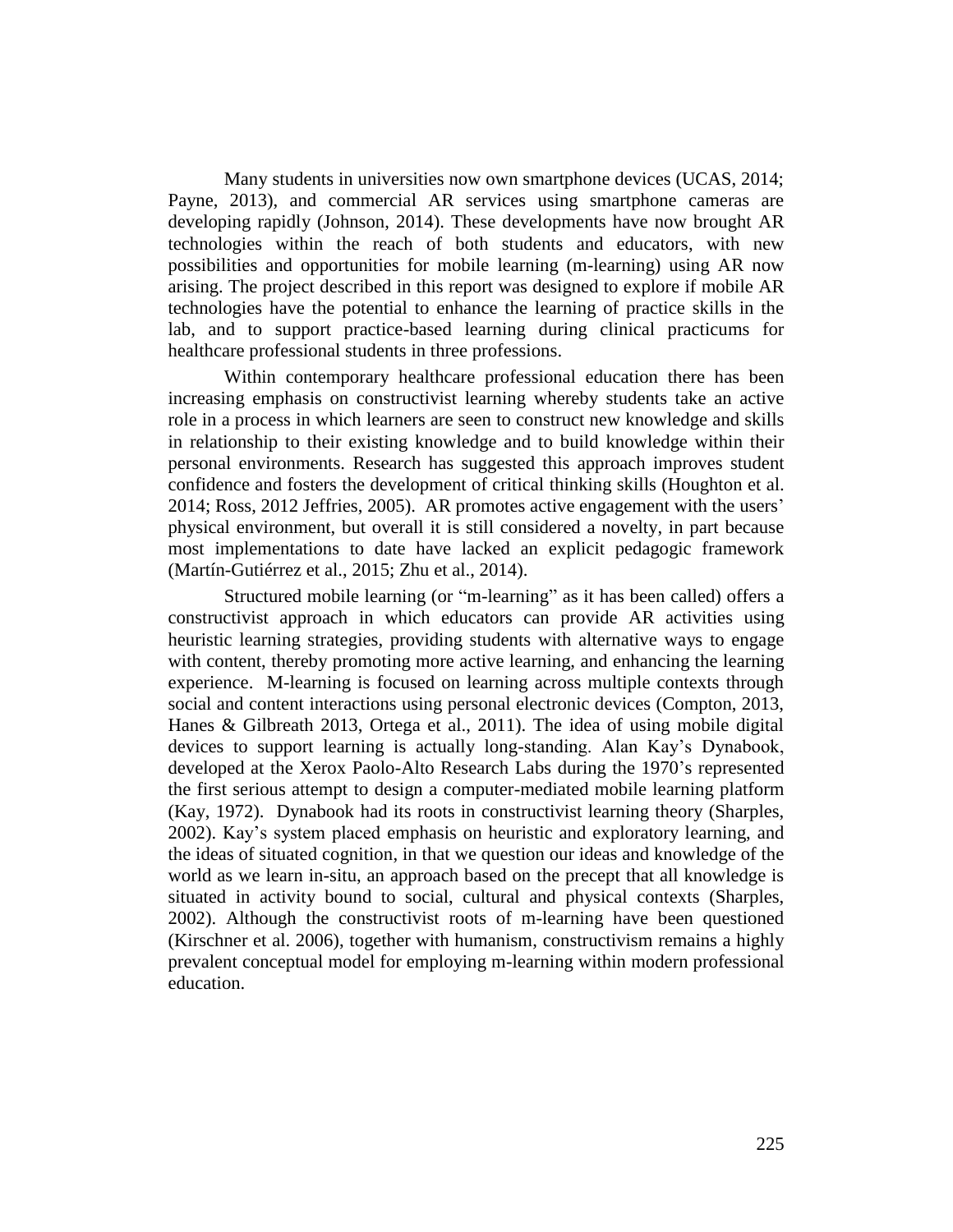Many students in universities now own smartphone devices (UCAS, 2014; Payne, 2013), and commercial AR services using smartphone cameras are developing rapidly (Johnson, 2014). These developments have now brought AR technologies within the reach of both students and educators, with new possibilities and opportunities for mobile learning (m-learning) using AR now arising. The project described in this report was designed to explore if mobile AR technologies have the potential to enhance the learning of practice skills in the lab, and to support practice-based learning during clinical practicums for healthcare professional students in three professions.

Within contemporary healthcare professional education there has been increasing emphasis on constructivist learning whereby students take an active role in a process in which learners are seen to construct new knowledge and skills in relationship to their existing knowledge and to build knowledge within their personal environments. Research has suggested this approach improves student confidence and fosters the development of critical thinking skills (Houghton et al. 2014; Ross, 2012 Jeffries, 2005). AR promotes active engagement with the users' physical environment, but overall it is still considered a novelty, in part because most implementations to date have lacked an explicit pedagogic framework (Martín-Gutiérrez et al., 2015; Zhu et al., 2014).

Structured mobile learning (or "m-learning" as it has been called) offers a constructivist approach in which educators can provide AR activities using heuristic learning strategies, providing students with alternative ways to engage with content, thereby promoting more active learning, and enhancing the learning experience. M-learning is focused on learning across multiple contexts through social and content interactions using personal electronic devices (Compton, 2013, Hanes & Gilbreath 2013, Ortega et al., 2011). The idea of using mobile digital devices to support learning is actually long-standing. Alan Kay's Dynabook, developed at the Xerox Paolo-Alto Research Labs during the 1970's represented the first serious attempt to design a computer-mediated mobile learning platform (Kay, 1972). Dynabook had its roots in constructivist learning theory (Sharples, 2002). Kay's system placed emphasis on heuristic and exploratory learning, and the ideas of situated cognition, in that we question our ideas and knowledge of the world as we learn in-situ, an approach based on the precept that all knowledge is situated in activity bound to social, cultural and physical contexts (Sharples, 2002). Although the constructivist roots of m-learning have been questioned (Kirschner et al. 2006), together with humanism, constructivism remains a highly prevalent conceptual model for employing m-learning within modern professional education.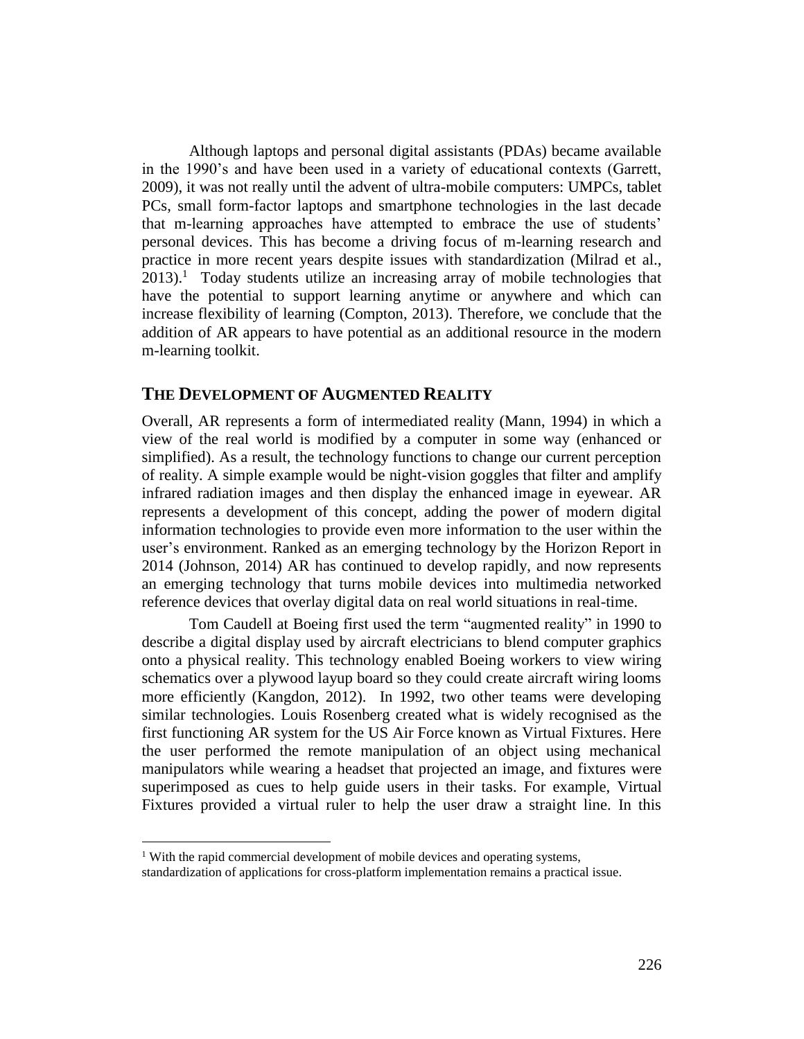Although laptops and personal digital assistants (PDAs) became available in the 1990's and have been used in a variety of educational contexts (Garrett, 2009), it was not really until the advent of ultra-mobile computers: UMPCs, tablet PCs, small form-factor laptops and smartphone technologies in the last decade that m-learning approaches have attempted to embrace the use of students' personal devices. This has become a driving focus of m-learning research and practice in more recent years despite issues with standardization (Milrad et al., 2013).[1] Today students utilize an increasing array of mobile technologies that have the potential to support learning anytime or anywhere and which can increase flexibility of learning (Compton, 2013). Therefore, we conclude that the addition of AR appears to have potential as an additional resource in the modern m-learning toolkit.

## THE DEVELOPMENT OF AUGMENTED REALITY

Overall, AR represents a form of intermediated reality (Mann, 1994) in which a view of the real world is modified by a computer in some way (enhanced or simplified). As a result, the technology functions to change our current perception of reality. A simple example would be night-vision goggles that filter and amplify infrared radiation images and then display the enhanced image in eyewear. AR represents a development of this concept, adding the power of modern digital information technologies to provide even more information to the user within the user's environment. Ranked as an emerging technology by the Horizon Report in 2014 (Johnson, 2014) AR has continued to develop rapidly, and now represents an emerging technology that turns mobile devices into multimedia networked reference devices that overlay digital data on real world situations in real-time.

Tom Caudell at Boeing first used the term "augmented reality" in 1990 to describe a digital display used by aircraft electricians to blend computer graphics onto a physical reality. This technology enabled Boeing workers to view wiring schematics over a plywood layup board so they could create aircraft wiring looms more efficiently (Kangdon, 2012). In 1992, two other teams were developing similar technologies. Louis Rosenberg created what is widely recognised as the first functioning AR system for the US Air Force known as Virtual Fixtures. Here the user performed the remote manipulation of an object using mechanical manipulators while wearing a headset that projected an image, and fixtures were superimposed as cues to help guide users in their tasks. For example, Virtual Fixtures provided a virtual ruler to help the user draw a straight line. In this

---

[1] With the rapid commercial development of mobile devices and operating systems, standardization of applications for cross-platform implementation remains a practical issue.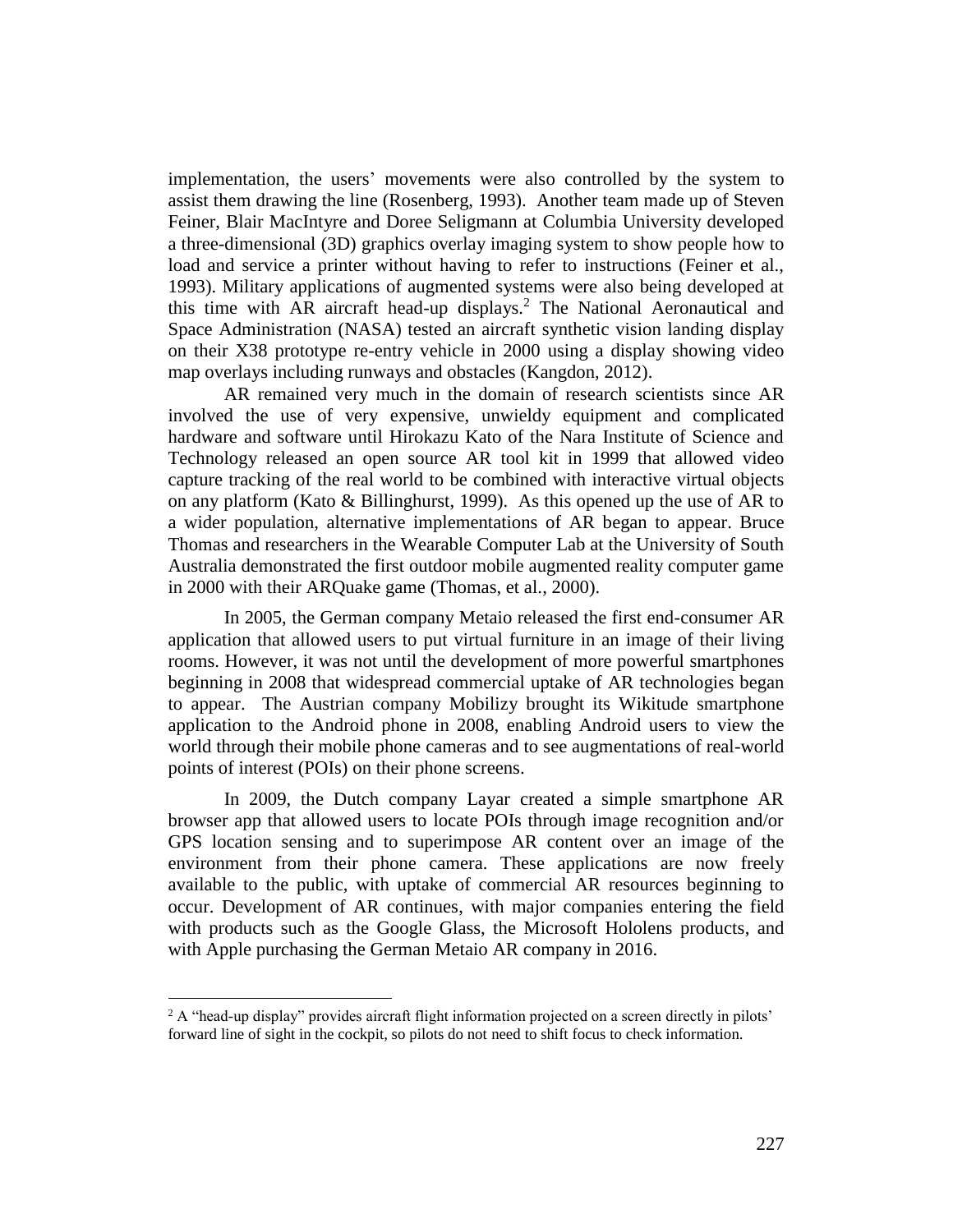implementation, the users' movements were also controlled by the system to assist them drawing the line (Rosenberg, 1993). Another team made up of Steven Feiner, Blair MacIntyre and Doree Seligmann at Columbia University developed a three-dimensional (3D) graphics overlay imaging system to show people how to load and service a printer without having to refer to instructions (Feiner et al., 1993). Military applications of augmented systems were also being developed at this time with AR aircraft head-up displays.[2] The National Aeronautical and Space Administration (NASA) tested an aircraft synthetic vision landing display on their X38 prototype re-entry vehicle in 2000 using a display showing video map overlays including runways and obstacles (Kangdon, 2012).

AR remained very much in the domain of research scientists since AR involved the use of very expensive, unwieldy equipment and complicated hardware and software until Hirokazu Kato of the Nara Institute of Science and Technology released an open source AR tool kit in 1999 that allowed video capture tracking of the real world to be combined with interactive virtual objects on any platform (Kato & Billinghurst, 1999). As this opened up the use of AR to a wider population, alternative implementations of AR began to appear. Bruce Thomas and researchers in the Wearable Computer Lab at the University of South Australia demonstrated the first outdoor mobile augmented reality computer game in 2000 with their ARQuake game (Thomas, et al., 2000).

In 2005, the German company Metaio released the first end-consumer AR application that allowed users to put virtual furniture in an image of their living rooms. However, it was not until the development of more powerful smartphones beginning in 2008 that widespread commercial uptake of AR technologies began to appear. The Austrian company Mobilizy brought its Wikitude smartphone application to the Android phone in 2008, enabling Android users to view the world through their mobile phone cameras and to see augmentations of real-world points of interest (POIs) on their phone screens.

In 2009, the Dutch company Layar created a simple smartphone AR browser app that allowed users to locate POIs through image recognition and/or GPS location sensing and to superimpose AR content over an image of the environment from their phone camera. These applications are now freely available to the public, with uptake of commercial AR resources beginning to occur. Development of AR continues, with major companies entering the field with products such as the Google Glass, the Microsoft Hololens products, and with Apple purchasing the German Metaio AR company in 2016.

---

[2] A "head-up display" provides aircraft flight information projected on a screen directly in pilots' forward line of sight in the cockpit, so pilots do not need to shift focus to check information.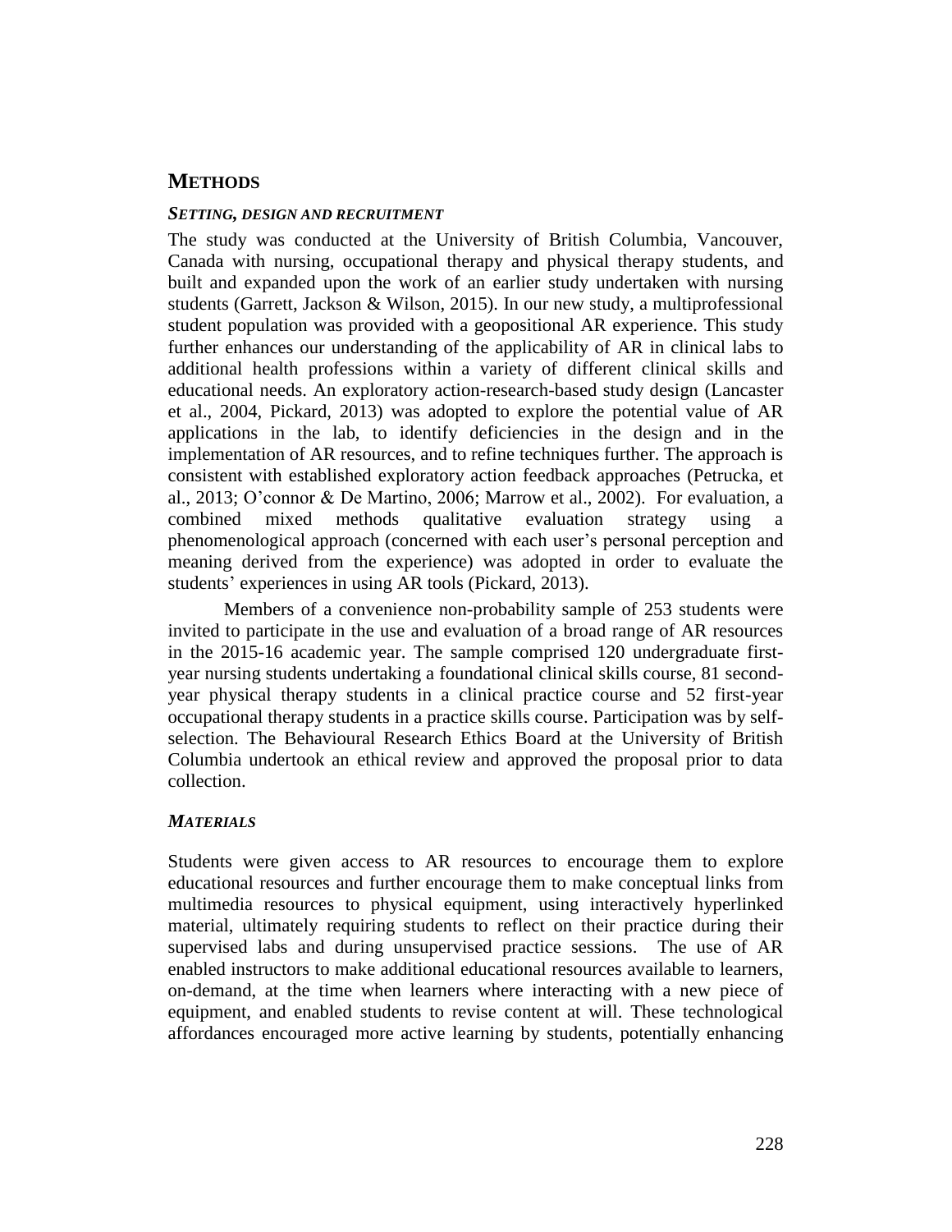## METHODS

### *SETTING, DESIGN AND RECRUITMENT*

The study was conducted at the University of British Columbia, Vancouver, Canada with nursing, occupational therapy and physical therapy students, and built and expanded upon the work of an earlier study undertaken with nursing students (Garrett, Jackson & Wilson, 2015). In our new study, a multiprofessional student population was provided with a geopositional AR experience. This study further enhances our understanding of the applicability of AR in clinical labs to additional health professions within a variety of different clinical skills and educational needs. An exploratory action-research-based study design (Lancaster et al., 2004, Pickard, 2013) was adopted to explore the potential value of AR applications in the lab, to identify deficiencies in the design and in the implementation of AR resources, and to refine techniques further. The approach is consistent with established exploratory action feedback approaches (Petrucka, et al., 2013; O'connor & De Martino, 2006; Marrow et al., 2002). For evaluation, a combined mixed methods qualitative evaluation strategy using a phenomenological approach (concerned with each user's personal perception and meaning derived from the experience) was adopted in order to evaluate the students' experiences in using AR tools (Pickard, 2013).

Members of a convenience non-probability sample of 253 students were invited to participate in the use and evaluation of a broad range of AR resources in the 2015-16 academic year. The sample comprised 120 undergraduate first-year nursing students undertaking a foundational clinical skills course, 81 second-year physical therapy students in a clinical practice course and 52 first-year occupational therapy students in a practice skills course. Participation was by self-selection. The Behavioural Research Ethics Board at the University of British Columbia undertook an ethical review and approved the proposal prior to data collection.

### *MATERIALS*

Students were given access to AR resources to encourage them to explore educational resources and further encourage them to make conceptual links from multimedia resources to physical equipment, using interactively hyperlinked material, ultimately requiring students to reflect on their practice during their supervised labs and during unsupervised practice sessions. The use of AR enabled instructors to make additional educational resources available to learners, on-demand, at the time when learners where interacting with a new piece of equipment, and enabled students to revise content at will. These technological affordances encouraged more active learning by students, potentially enhancing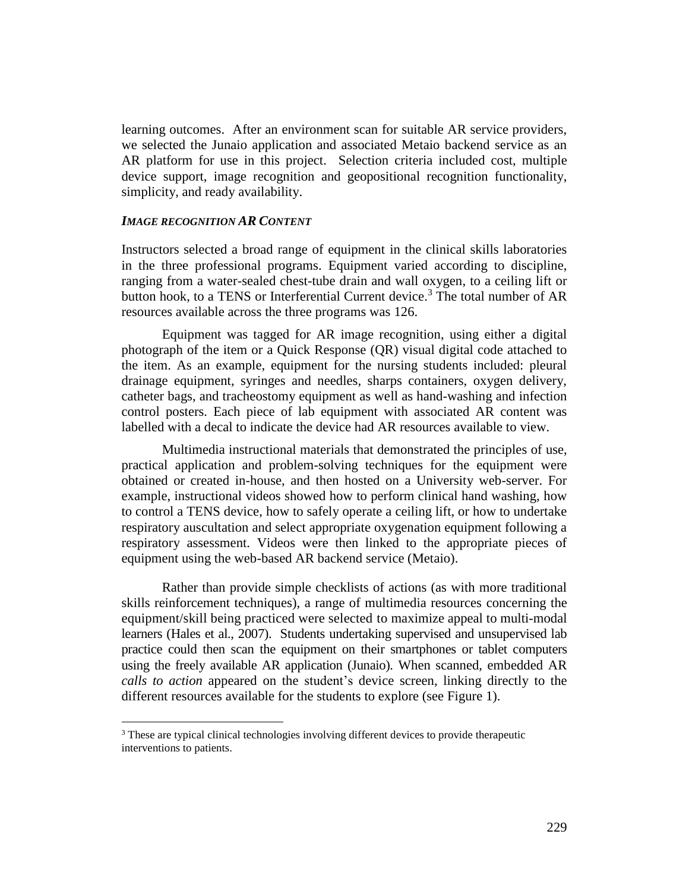learning outcomes. After an environment scan for suitable AR service providers, we selected the Junaio application and associated Metaio backend service as an AR platform for use in this project. Selection criteria included cost, multiple device support, image recognition and geopositional recognition functionality, simplicity, and ready availability.

### *IMAGE RECOGNITION AR CONTENT*

Instructors selected a broad range of equipment in the clinical skills laboratories in the three professional programs. Equipment varied according to discipline, ranging from a water-sealed chest-tube drain and wall oxygen, to a ceiling lift or button hook, to a TENS or Interferential Current device.[3] The total number of AR resources available across the three programs was 126.

Equipment was tagged for AR image recognition, using either a digital photograph of the item or a Quick Response (QR) visual digital code attached to the item. As an example, equipment for the nursing students included: pleural drainage equipment, syringes and needles, sharps containers, oxygen delivery, catheter bags, and tracheostomy equipment as well as hand-washing and infection control posters. Each piece of lab equipment with associated AR content was labelled with a decal to indicate the device had AR resources available to view.

Multimedia instructional materials that demonstrated the principles of use, practical application and problem-solving techniques for the equipment were obtained or created in-house, and then hosted on a University web-server. For example, instructional videos showed how to perform clinical hand washing, how to control a TENS device, how to safely operate a ceiling lift, or how to undertake respiratory auscultation and select appropriate oxygenation equipment following a respiratory assessment. Videos were then linked to the appropriate pieces of equipment using the web-based AR backend service (Metaio).

Rather than provide simple checklists of actions (as with more traditional skills reinforcement techniques), a range of multimedia resources concerning the equipment/skill being practiced were selected to maximize appeal to multi-modal learners (Hales et al., 2007). Students undertaking supervised and unsupervised lab practice could then scan the equipment on their smartphones or tablet computers using the freely available AR application (Junaio). When scanned, embedded AR *calls to action* appeared on the student's device screen, linking directly to the different resources available for the students to explore (see Figure 1).

---

[3] These are typical clinical technologies involving different devices to provide therapeutic interventions to patients.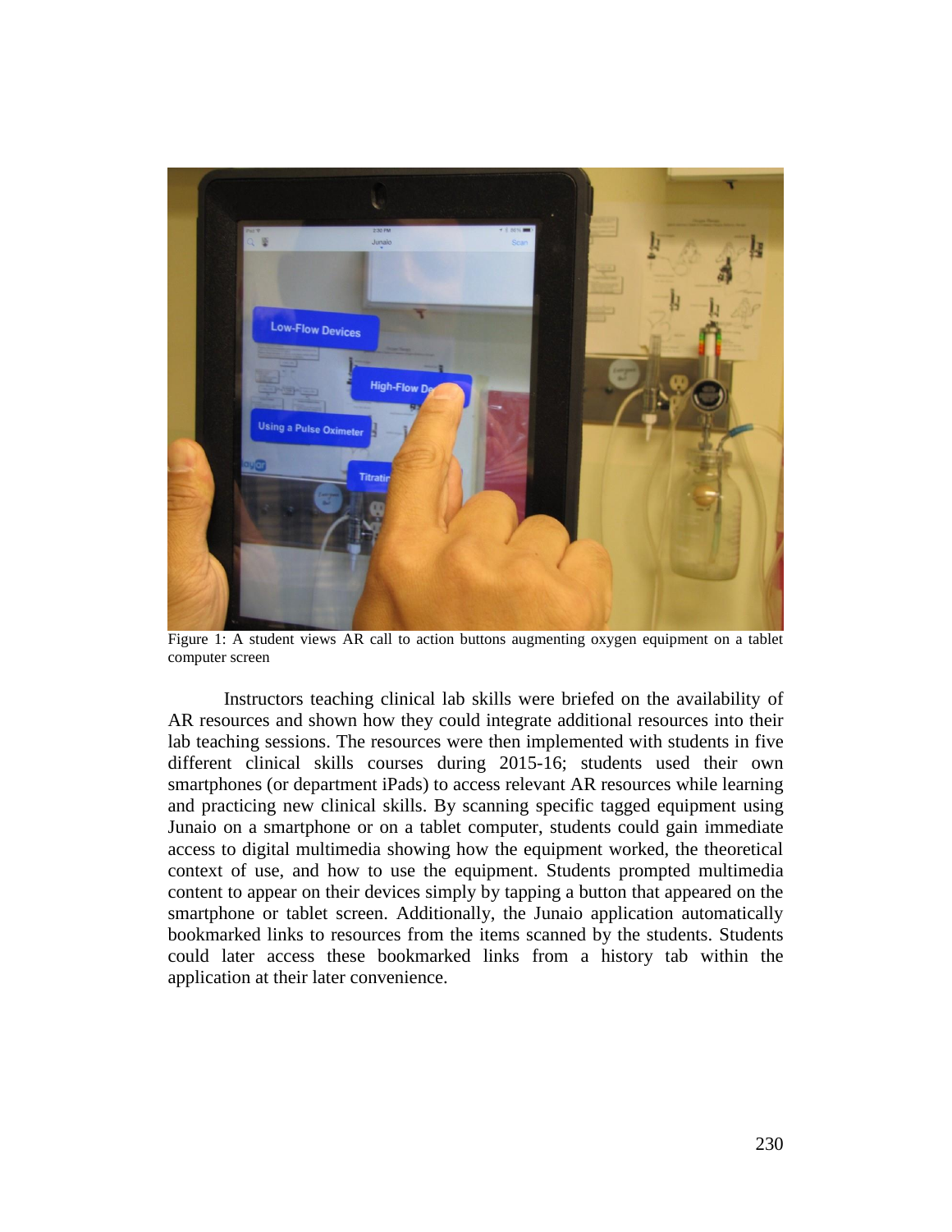Figure 1: A student views AR call to action buttons augmenting oxygen equipment on a tablet computer screen

Instructors teaching clinical lab skills were briefed on the availability of AR resources and shown how they could integrate additional resources into their lab teaching sessions. The resources were then implemented with students in five different clinical skills courses during 2015-16; students used their own smartphones (or department iPads) to access relevant AR resources while learning and practicing new clinical skills. By scanning specific tagged equipment using Junaio on a smartphone or on a tablet computer, students could gain immediate access to digital multimedia showing how the equipment worked, the theoretical context of use, and how to use the equipment. Students prompted multimedia content to appear on their devices simply by tapping a button that appeared on the smartphone or tablet screen. Additionally, the Junaio application automatically bookmarked links to resources from the items scanned by the students. Students could later access these bookmarked links from a history tab within the application at their later convenience.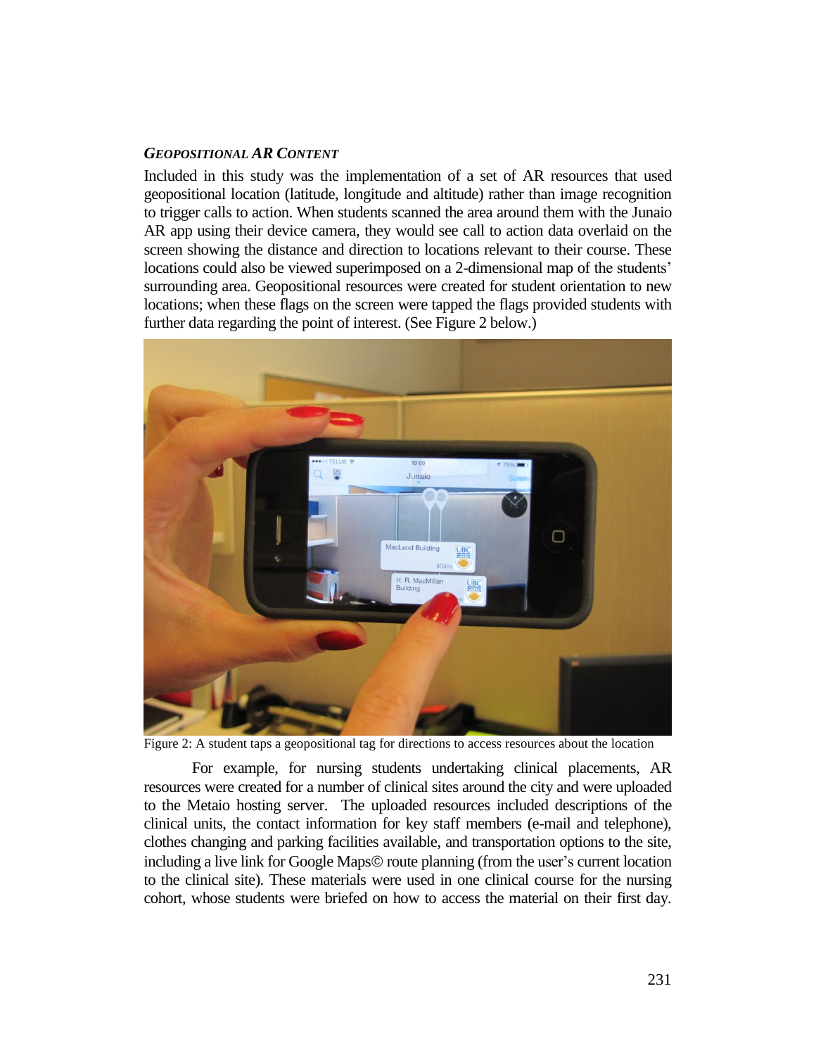### *Geopositional AR Content*

Included in this study was the implementation of a set of AR resources that used geopositional location (latitude, longitude and altitude) rather than image recognition to trigger calls to action. When students scanned the area around them with the Junaio AR app using their device camera, they would see call to action data overlaid on the screen showing the distance and direction to locations relevant to their course. These locations could also be viewed superimposed on a 2-dimensional map of the students' surrounding area. Geopositional resources were created for student orientation to new locations; when these flags on the screen were tapped the flags provided students with further data regarding the point of interest. (See Figure 2 below.)

Figure 2: A student taps a geopositional tag for directions to access resources about the location

For example, for nursing students undertaking clinical placements, AR resources were created for a number of clinical sites around the city and were uploaded to the Metaio hosting server. The uploaded resources included descriptions of the clinical units, the contact information for key staff members (e-mail and telephone), clothes changing and parking facilities available, and transportation options to the site, including a live link for Google Maps© route planning (from the user's current location to the clinical site). These materials were used in one clinical course for the nursing cohort, whose students were briefed on how to access the material on their first day.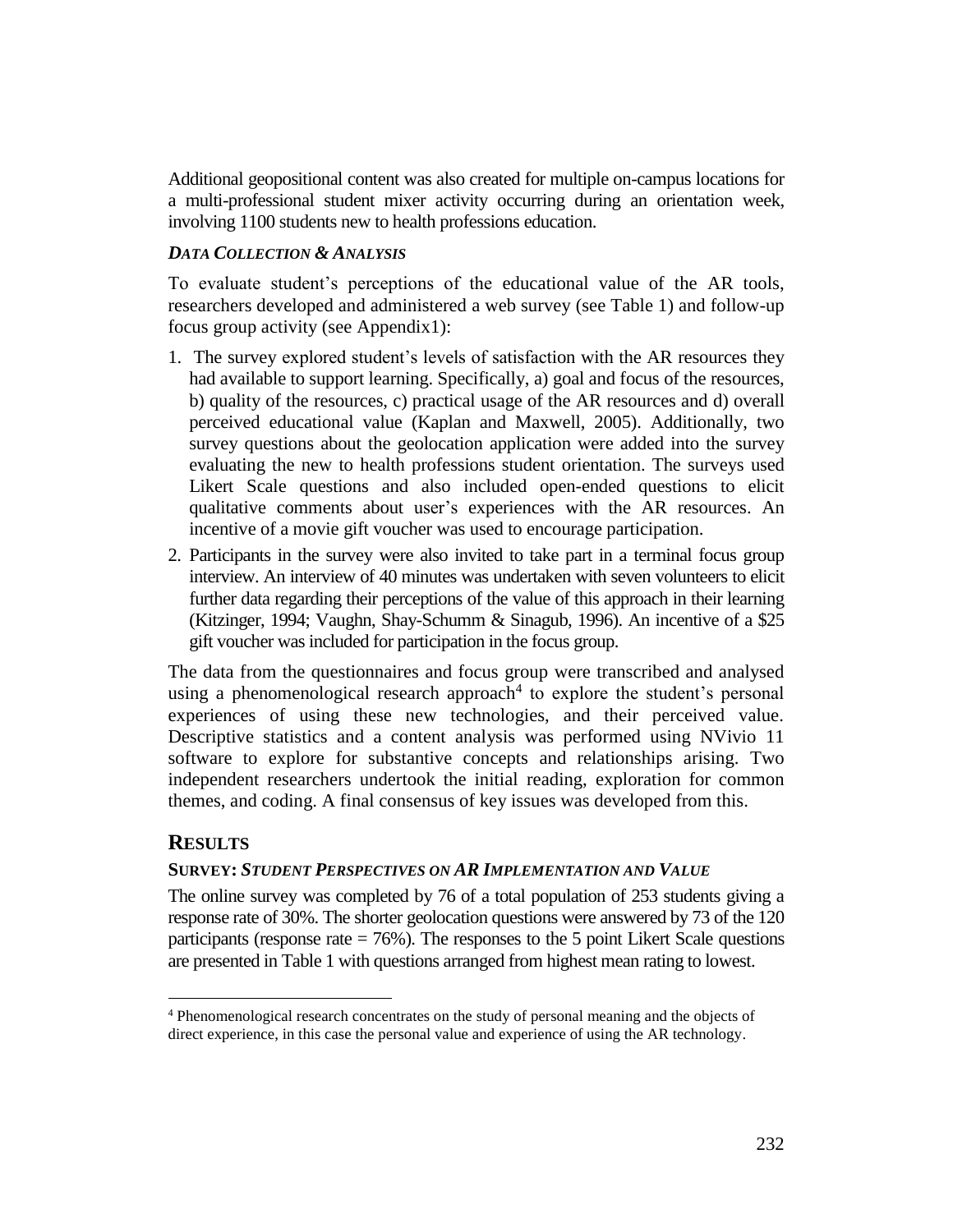Additional geopositional content was also created for multiple on-campus locations for a multi-professional student mixer activity occurring during an orientation week, involving 1100 students new to health professions education.

### *DATA COLLECTION & ANALYSIS*

To evaluate student's perceptions of the educational value of the AR tools, researchers developed and administered a web survey (see Table 1) and follow-up focus group activity (see Appendix1):

1. The survey explored student's levels of satisfaction with the AR resources they had available to support learning. Specifically, a) goal and focus of the resources, b) quality of the resources, c) practical usage of the AR resources and d) overall perceived educational value (Kaplan and Maxwell, 2005). Additionally, two survey questions about the geolocation application were added into the survey evaluating the new to health professions student orientation. The surveys used Likert Scale questions and also included open-ended questions to elicit qualitative comments about user's experiences with the AR resources. An incentive of a movie gift voucher was used to encourage participation.
2. Participants in the survey were also invited to take part in a terminal focus group interview. An interview of 40 minutes was undertaken with seven volunteers to elicit further data regarding their perceptions of the value of this approach in their learning (Kitzinger, 1994; Vaughn, Shay-Schumm & Sinagub, 1996). An incentive of a $25 gift voucher was included for participation in the focus group.

The data from the questionnaires and focus group were transcribed and analysed using a phenomenological research approach[4] to explore the student's personal experiences of using these new technologies, and their perceived value. Descriptive statistics and a content analysis was performed using NVivio 11 software to explore for substantive concepts and relationships arising. Two independent researchers undertook the initial reading, exploration for common themes, and coding. A final consensus of key issues was developed from this.

## RESULTS

### SURVEY: *STUDENT PERSPECTIVES ON AR IMPLEMENTATION AND VALUE*

The online survey was completed by 76 of a total population of 253 students giving a response rate of 30%. The shorter geolocation questions were answered by 73 of the 120 participants (response rate = 76%). The responses to the 5 point Likert Scale questions are presented in Table 1 with questions arranged from highest mean rating to lowest.

---

[4] Phenomenological research concentrates on the study of personal meaning and the objects of direct experience, in this case the personal value and experience of using the AR technology.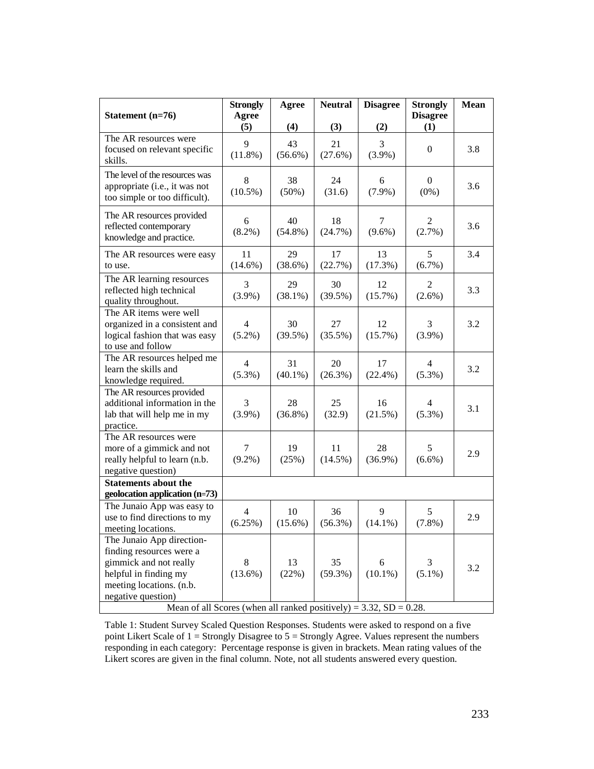| Statement (n=76) | Strongly Agree (5) | Agree (4) | Neutral (3) | Disagree (2) | Strongly Disagree (1) | Mean |
|---|---|---|---|---|---|---|
| The AR resources were focused on relevant specific skills. | 9 (11.8%) | 43 (56.6%) | 21 (27.6%) | 3 (3.9%) | 0 | 3.8 |
| The level of the resources was appropriate (i.e., it was not too simple or too difficult). | 8 (10.5%) | 38 (50%) | 24 (31.6) | 6 (7.9%) | 0 (0%) | 3.6 |
| The AR resources provided reflected contemporary knowledge and practice. | 6 (8.2%) | 40 (54.8%) | 18 (24.7%) | 7 (9.6%) | 2 (2.7%) | 3.6 |
| The AR resources were easy to use. | 11 (14.6%) | 29 (38.6%) | 17 (22.7%) | 13 (17.3%) | 5 (6.7%) | 3.4 |
| The AR learning resources reflected high technical quality throughout. | 3 (3.9%) | 29 (38.1%) | 30 (39.5%) | 12 (15.7%) | 2 (2.6%) | 3.3 |
| The AR items were well organized in a consistent and logical fashion that was easy to use and follow | 4 (5.2%) | 30 (39.5%) | 27 (35.5%) | 12 (15.7%) | 3 (3.9%) | 3.2 |
| The AR resources helped me learn the skills and knowledge required. | 4 (5.3%) | 31 (40.1%) | 20 (26.3%) | 17 (22.4%) | 4 (5.3%) | 3.2 |
| The AR resources provided additional information in the lab that will help me in my practice. | 3 (3.9%) | 28 (36.8%) | 25 (32.9) | 16 (21.5%) | 4 (5.3%) | 3.1 |
| The AR resources were more of a gimmick and not really helpful to learn (n.b. negative question) | 7 (9.2%) | 19 (25%) | 11 (14.5%) | 28 (36.9%) | 5 (6.6%) | 2.9 |
| **Statements about the geolocation application (n=73)** | | | | | | |
| The Junaio App was easy to use to find directions to my meeting locations. | 4 (6.25%) | 10 (15.6%) | 36 (56.3%) | 9 (14.1%) | 5 (7.8%) | 2.9 |
| The Junaio App direction-finding resources were a gimmick and not really helpful in finding my meeting locations. (n.b. negative question) | 8 (13.6%) | 13 (22%) | 35 (59.3%) | 6 (10.1%) | 3 (5.1%) | 3.2 |
| Mean of all Scores (when all ranked positively) = 3.32, SD = 0.28. | | | | | | |

Table 1: Student Survey Scaled Question Responses. Students were asked to respond on a five point Likert Scale of 1 = Strongly Disagree to 5 = Strongly Agree. Values represent the numbers responding in each category: Percentage response is given in brackets. Mean rating values of the Likert scores are given in the final column. Note, not all students answered every question.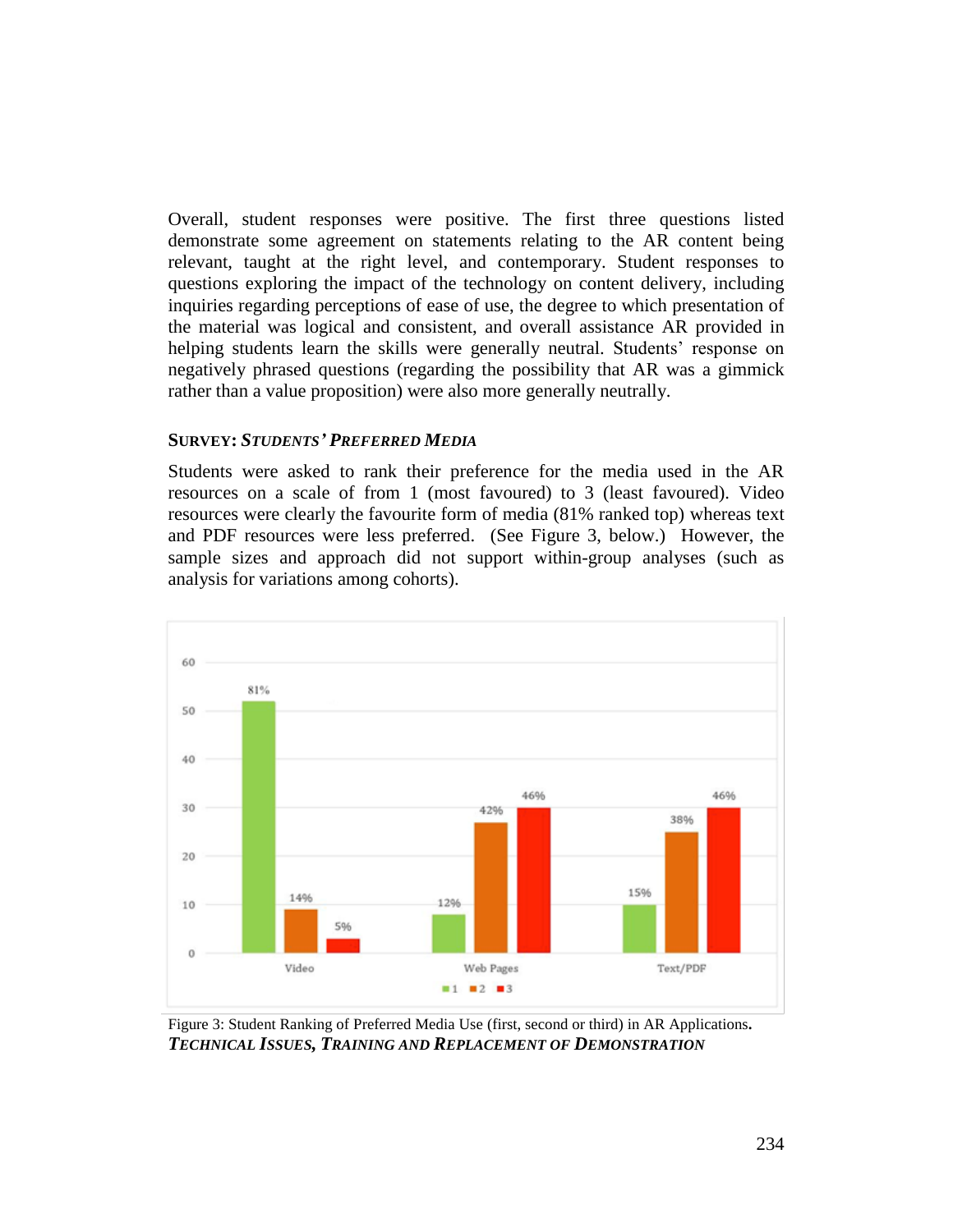Overall, student responses were positive. The first three questions listed demonstrate some agreement on statements relating to the AR content being relevant, taught at the right level, and contemporary. Student responses to questions exploring the impact of the technology on content delivery, including inquiries regarding perceptions of ease of use, the degree to which presentation of the material was logical and consistent, and overall assistance AR provided in helping students learn the skills were generally neutral. Students' response on negatively phrased questions (regarding the possibility that AR was a gimmick rather than a value proposition) were also more generally neutrally.

### SURVEY: *STUDENTS' PREFERRED MEDIA*

Students were asked to rank their preference for the media used in the AR resources on a scale of from 1 (most favoured) to 3 (least favoured). Video resources were clearly the favourite form of media (81% ranked top) whereas text and PDF resources were less preferred. (See Figure 3, below.) However, the sample sizes and approach did not support within-group analyses (such as analysis for variations among cohorts).

Figure 3: Student Ranking of Preferred Media Use (first, second or third) in AR Applications.

### *TECHNICAL ISSUES, TRAINING AND REPLACEMENT OF DEMONSTRATION*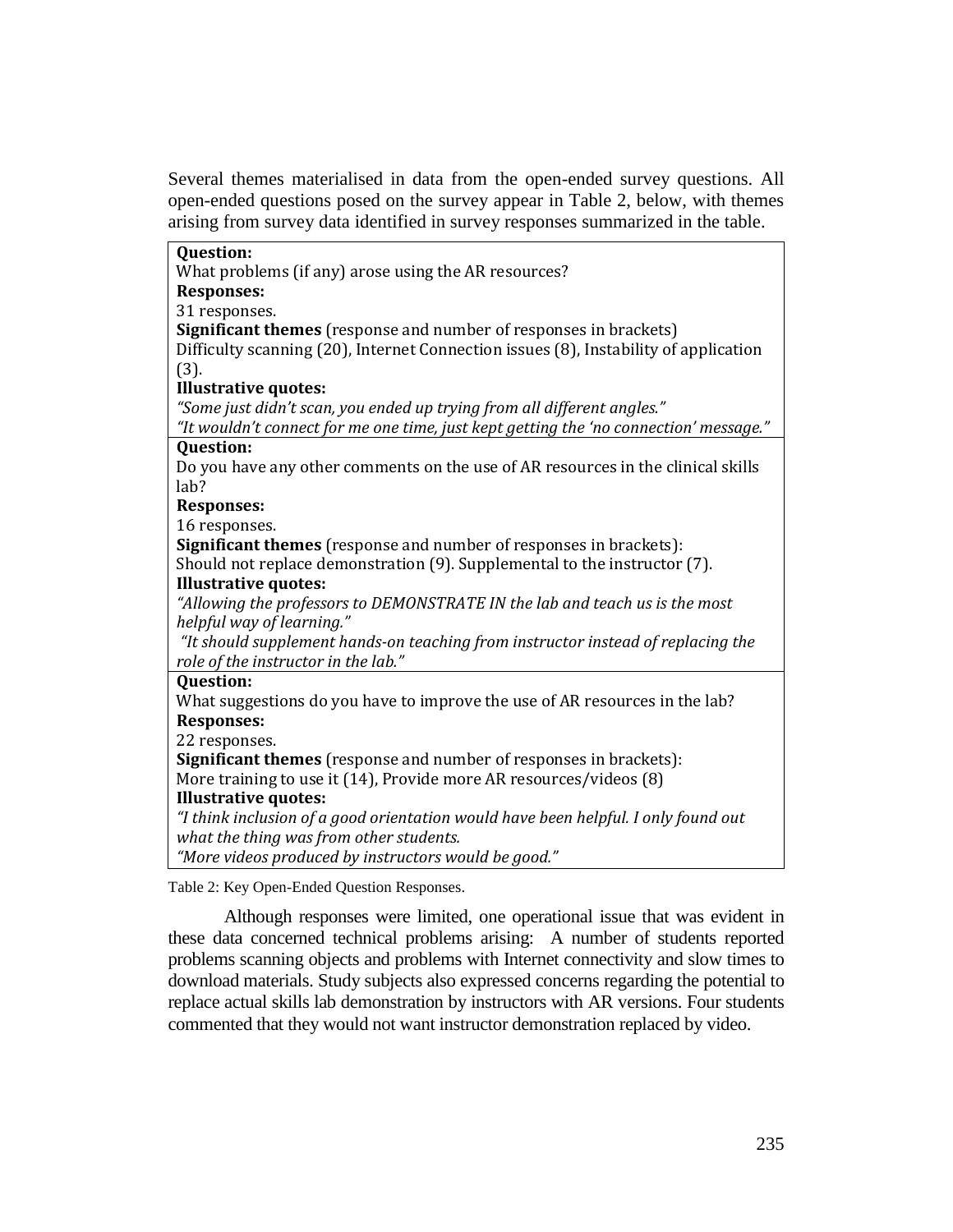Several themes materialised in data from the open-ended survey questions. All open-ended questions posed on the survey appear in Table 2, below, with themes arising from survey data identified in survey responses summarized in the table.

| |
|---|
| **Question:**<br>What problems (if any) arose using the AR resources?<br>**Responses:**<br>31 responses.<br>**Significant themes** (response and number of responses in brackets)<br>Difficulty scanning (20), Internet Connection issues (8), Instability of application (3).<br>**Illustrative quotes:**<br>*"Some just didn't scan, you ended up trying from all different angles."*<br>*"It wouldn't connect for me one time, just kept getting the 'no connection' message."* |
| **Question:**<br>Do you have any other comments on the use of AR resources in the clinical skills lab?<br>**Responses:**<br>16 responses.<br>**Significant themes** (response and number of responses in brackets):<br>Should not replace demonstration (9). Supplemental to the instructor (7).<br>**Illustrative quotes:**<br>*"Allowing the professors to DEMONSTRATE IN the lab and teach us is the most helpful way of learning."*<br>*"It should supplement hands-on teaching from instructor instead of replacing the role of the instructor in the lab."* |
| **Question:**<br>What suggestions do you have to improve the use of AR resources in the lab?<br>**Responses:**<br>22 responses.<br>**Significant themes** (response and number of responses in brackets):<br>More training to use it (14), Provide more AR resources/videos (8)<br>**Illustrative quotes:**<br>*"I think inclusion of a good orientation would have been helpful. I only found out what the thing was from other students.*<br>*"More videos produced by instructors would be good."* |

Table 2: Key Open-Ended Question Responses.

Although responses were limited, one operational issue that was evident in these data concerned technical problems arising: A number of students reported problems scanning objects and problems with Internet connectivity and slow times to download materials. Study subjects also expressed concerns regarding the potential to replace actual skills lab demonstration by instructors with AR versions. Four students commented that they would not want instructor demonstration replaced by video.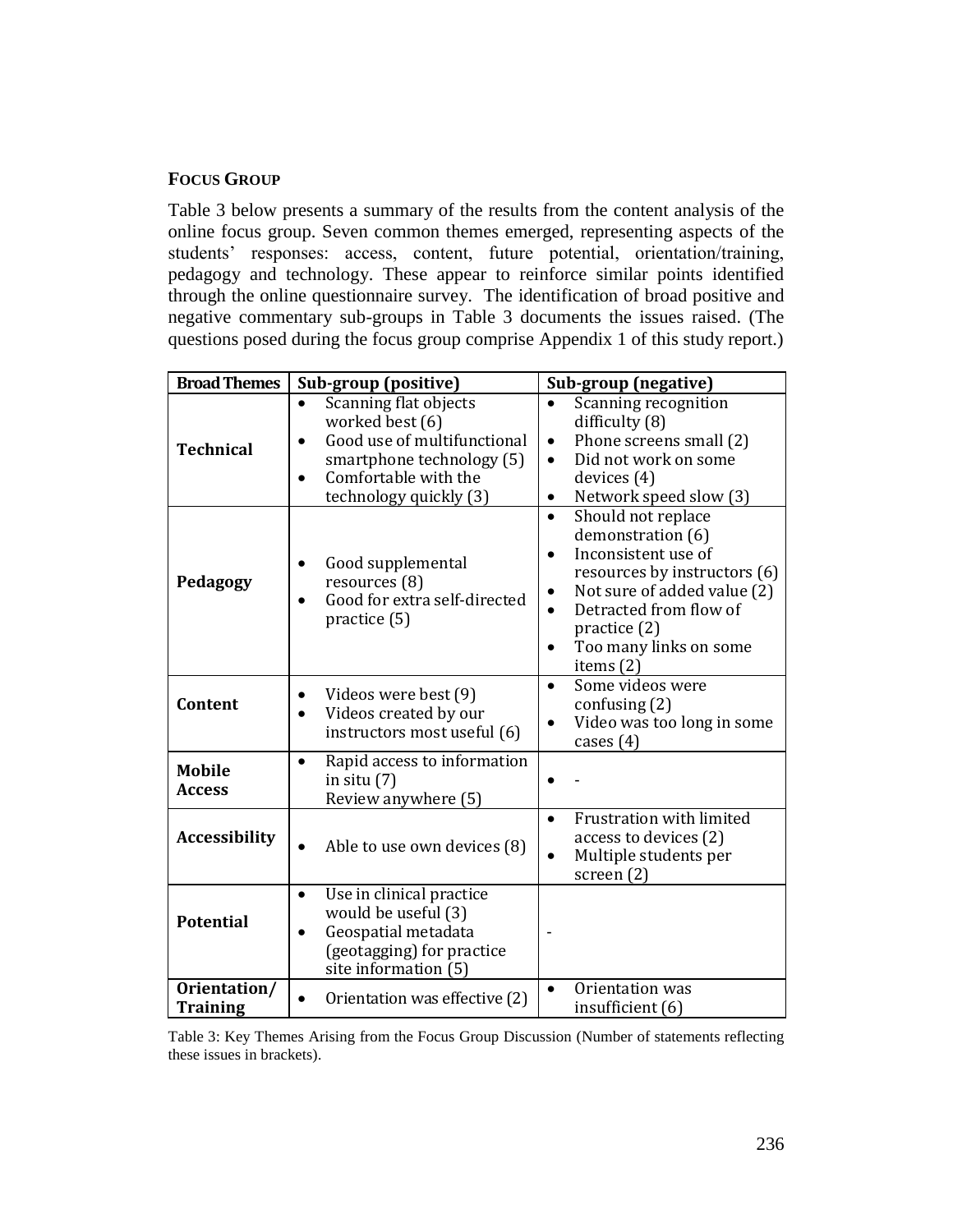### FOCUS GROUP

Table 3 below presents a summary of the results from the content analysis of the online focus group. Seven common themes emerged, representing aspects of the students' responses: access, content, future potential, orientation/training, pedagogy and technology. These appear to reinforce similar points identified through the online questionnaire survey. The identification of broad positive and negative commentary sub-groups in Table 3 documents the issues raised. (The questions posed during the focus group comprise Appendix 1 of this study report.)

| Broad Themes | Sub-group (positive) | Sub-group (negative) |
|---|---|---|
| **Technical** | • Scanning flat objects worked best (6)<br>• Good use of multifunctional smartphone technology (5)<br>• Comfortable with the technology quickly (3) | • Scanning recognition difficulty (8)<br>• Phone screens small (2)<br>• Did not work on some devices (4)<br>• Network speed slow (3) |
| **Pedagogy** | • Good supplemental resources (8)<br>• Good for extra self-directed practice (5) | • Should not replace demonstration (6)<br>• Inconsistent use of resources by instructors (6)<br>• Not sure of added value (2)<br>• Detracted from flow of practice (2)<br>• Too many links on some items (2) |
| **Content** | • Videos were best (9)<br>• Videos created by our instructors most useful (6) | • Some videos were confusing (2)<br>• Video was too long in some cases (4) |
| **Mobile Access** | • Rapid access to information in situ (7)<br>Review anywhere (5) | • - |
| **Accessibility** | • Able to use own devices (8) | • Frustration with limited access to devices (2)<br>• Multiple students per screen (2) |
| **Potential** | • Use in clinical practice would be useful (3)<br>• Geospatial metadata (geotagging) for practice site information (5) | - |
| **Orientation/ Training** | • Orientation was effective (2) | • Orientation was insufficient (6) |

Table 3: Key Themes Arising from the Focus Group Discussion (Number of statements reflecting these issues in brackets).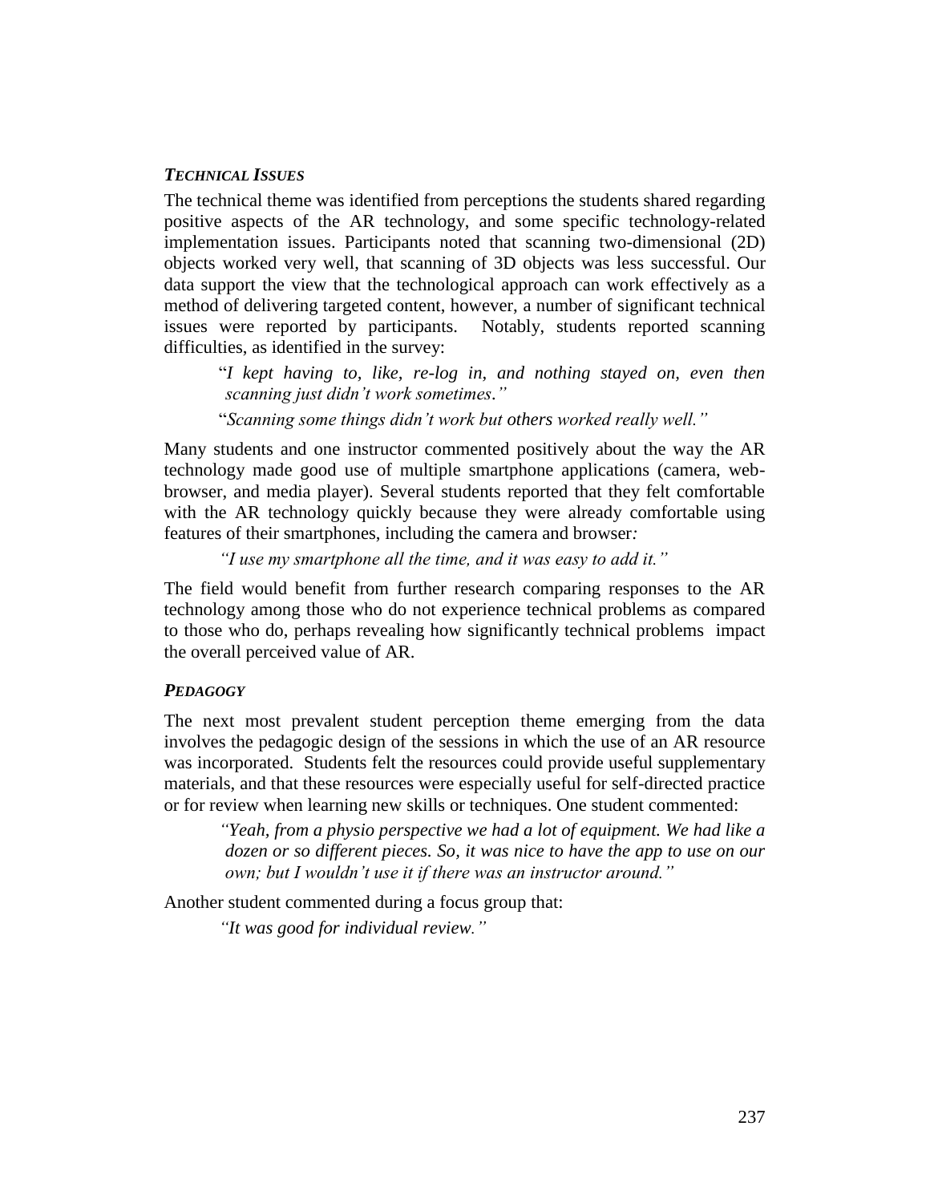### *Technical Issues*

The technical theme was identified from perceptions the students shared regarding positive aspects of the AR technology, and some specific technology-related implementation issues. Participants noted that scanning two-dimensional (2D) objects worked very well, that scanning of 3D objects was less successful. Our data support the view that the technological approach can work effectively as a method of delivering targeted content, however, a number of significant technical issues were reported by participants. Notably, students reported scanning difficulties, as identified in the survey:

> "*I kept having to, like, re-log in, and nothing stayed on, even then scanning just didn't work sometimes*."
>
> "*Scanning some things didn't work but others worked really well.*"

Many students and one instructor commented positively about the way the AR technology made good use of multiple smartphone applications (camera, web-browser, and media player). Several students reported that they felt comfortable with the AR technology quickly because they were already comfortable using features of their smartphones, including the camera and browser*:*

> *"I use my smartphone all the time, and it was easy to add it."*

The field would benefit from further research comparing responses to the AR technology among those who do not experience technical problems as compared to those who do, perhaps revealing how significantly technical problems impact the overall perceived value of AR.

### *Pedagogy*

The next most prevalent student perception theme emerging from the data involves the pedagogic design of the sessions in which the use of an AR resource was incorporated. Students felt the resources could provide useful supplementary materials, and that these resources were especially useful for self-directed practice or for review when learning new skills or techniques. One student commented:

> *"Yeah, from a physio perspective we had a lot of equipment. We had like a dozen or so different pieces. So, it was nice to have the app to use on our own; but I wouldn't use it if there was an instructor around."*

Another student commented during a focus group that:

> *"It was good for individual review."*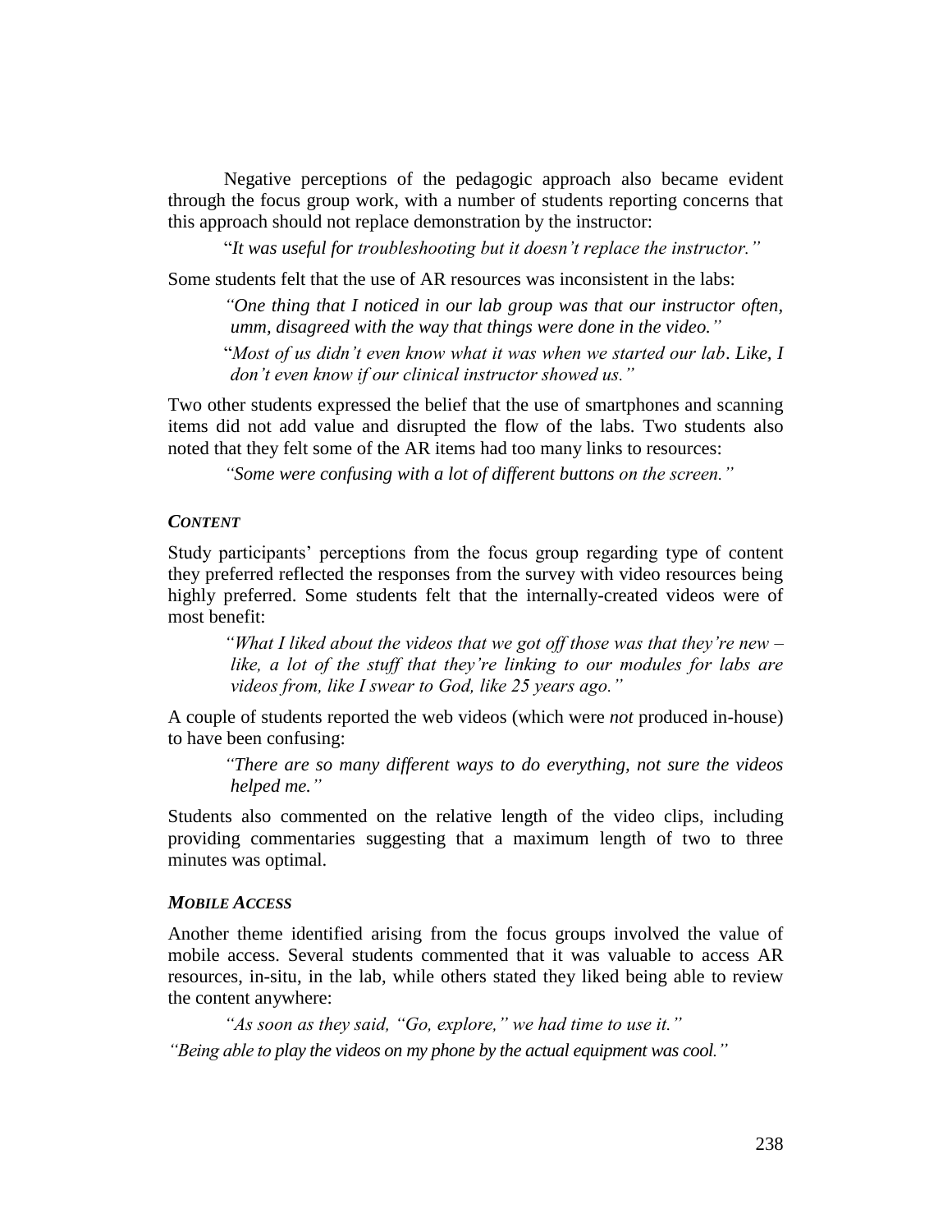Negative perceptions of the pedagogic approach also became evident through the focus group work, with a number of students reporting concerns that this approach should not replace demonstration by the instructor:

> "*It was useful for troubleshooting but it doesn't replace the instructor.*"

Some students felt that the use of AR resources was inconsistent in the labs:

> *"One thing that I noticed in our lab group was that our instructor often, umm, disagreed with the way that things were done in the video."*
>
> "*Most of us didn't even know what it was when we started our lab. Like, I don't even know if our clinical instructor showed us."*

Two other students expressed the belief that the use of smartphones and scanning items did not add value and disrupted the flow of the labs. Two students also noted that they felt some of the AR items had too many links to resources:

> *"Some were confusing with a lot of different buttons on the screen."*

### *CONTENT*

Study participants' perceptions from the focus group regarding type of content they preferred reflected the responses from the survey with video resources being highly preferred. Some students felt that the internally-created videos were of most benefit:

> *"What I liked about the videos that we got off those was that they're new – like, a lot of the stuff that they're linking to our modules for labs are videos from, like I swear to God, like 25 years ago."*

A couple of students reported the web videos (which were *not* produced in-house) to have been confusing:

> *"There are so many different ways to do everything, not sure the videos helped me."*

Students also commented on the relative length of the video clips, including providing commentaries suggesting that a maximum length of two to three minutes was optimal.

### *MOBILE ACCESS*

Another theme identified arising from the focus groups involved the value of mobile access. Several students commented that it was valuable to access AR resources, in-situ, in the lab, while others stated they liked being able to review the content anywhere:

> *"As soon as they said, "Go, explore," we had time to use it."*

*"Being able to play the videos on my phone by the actual equipment was cool."*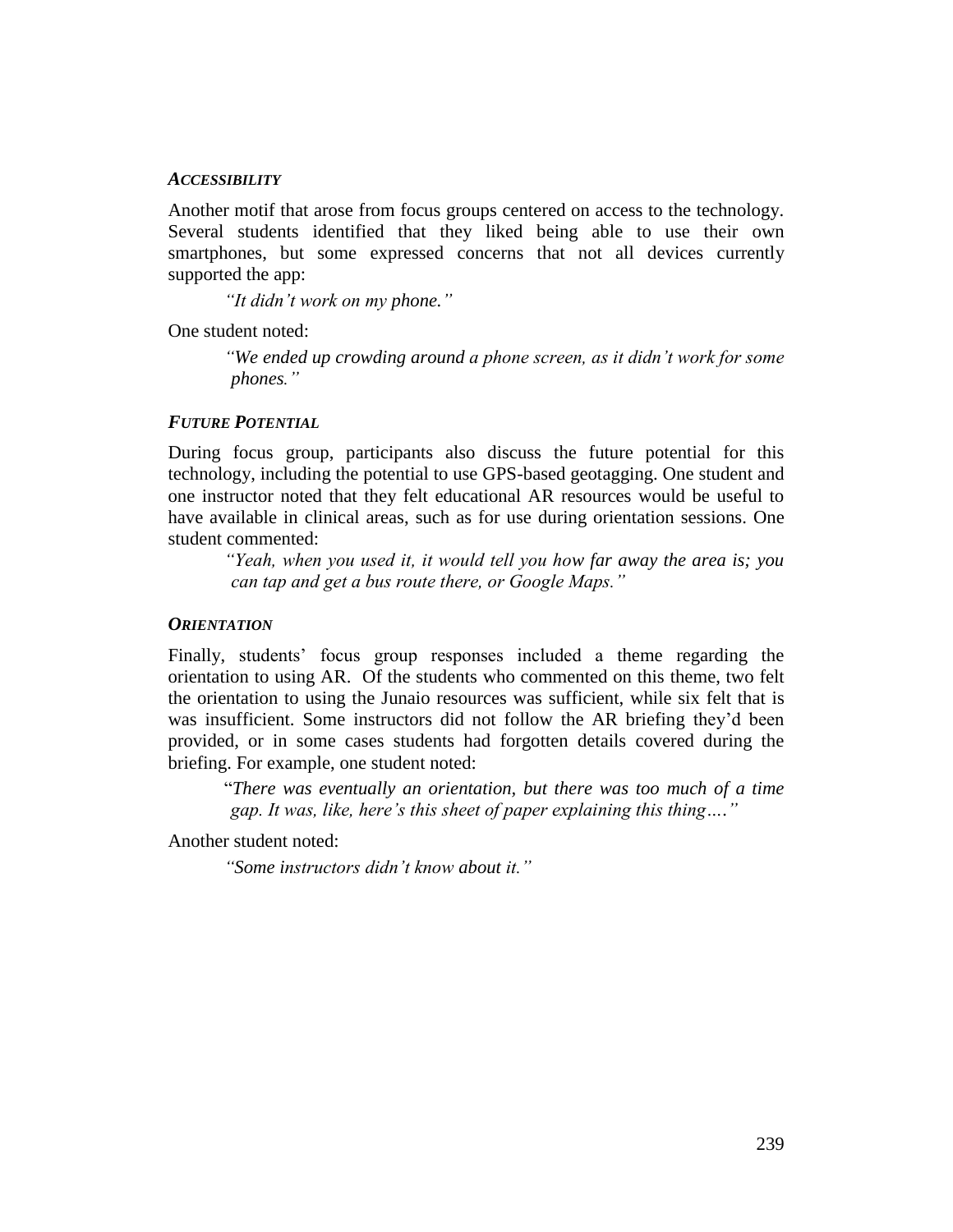### *ACCESSIBILITY*

Another motif that arose from focus groups centered on access to the technology. Several students identified that they liked being able to use their own smartphones, but some expressed concerns that not all devices currently supported the app:

> *"It didn't work on my phone."*

One student noted:

> *"We ended up crowding around a phone screen, as it didn't work for some phones."*

### *FUTURE POTENTIAL*

During focus group, participants also discuss the future potential for this technology, including the potential to use GPS-based geotagging. One student and one instructor noted that they felt educational AR resources would be useful to have available in clinical areas, such as for use during orientation sessions. One student commented:

> *"Yeah, when you used it, it would tell you how far away the area is; you can tap and get a bus route there, or Google Maps."*

### *ORIENTATION*

Finally, students' focus group responses included a theme regarding the orientation to using AR. Of the students who commented on this theme, two felt the orientation to using the Junaio resources was sufficient, while six felt that is was insufficient. Some instructors did not follow the AR briefing they'd been provided, or in some cases students had forgotten details covered during the briefing. For example, one student noted:

> "*There was eventually an orientation, but there was too much of a time gap. It was, like, here's this sheet of paper explaining this thing…."*

Another student noted:

> *"Some instructors didn't know about it."*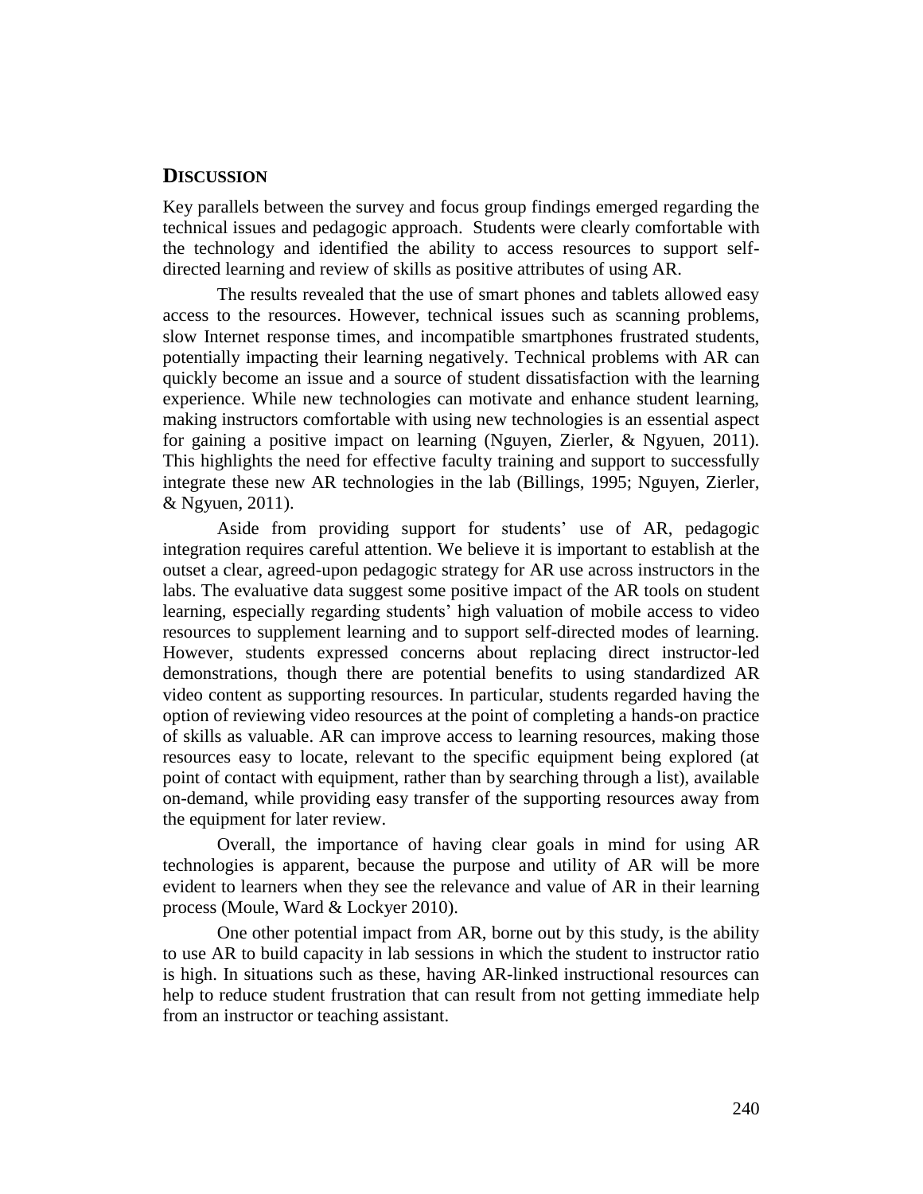## DISCUSSION

Key parallels between the survey and focus group findings emerged regarding the technical issues and pedagogic approach. Students were clearly comfortable with the technology and identified the ability to access resources to support self-directed learning and review of skills as positive attributes of using AR.

The results revealed that the use of smart phones and tablets allowed easy access to the resources. However, technical issues such as scanning problems, slow Internet response times, and incompatible smartphones frustrated students, potentially impacting their learning negatively. Technical problems with AR can quickly become an issue and a source of student dissatisfaction with the learning experience. While new technologies can motivate and enhance student learning, making instructors comfortable with using new technologies is an essential aspect for gaining a positive impact on learning (Nguyen, Zierler, & Ngyuen, 2011). This highlights the need for effective faculty training and support to successfully integrate these new AR technologies in the lab (Billings, 1995; Nguyen, Zierler, & Ngyuen, 2011).

Aside from providing support for students' use of AR, pedagogic integration requires careful attention. We believe it is important to establish at the outset a clear, agreed-upon pedagogic strategy for AR use across instructors in the labs. The evaluative data suggest some positive impact of the AR tools on student learning, especially regarding students' high valuation of mobile access to video resources to supplement learning and to support self-directed modes of learning. However, students expressed concerns about replacing direct instructor-led demonstrations, though there are potential benefits to using standardized AR video content as supporting resources. In particular, students regarded having the option of reviewing video resources at the point of completing a hands-on practice of skills as valuable. AR can improve access to learning resources, making those resources easy to locate, relevant to the specific equipment being explored (at point of contact with equipment, rather than by searching through a list), available on-demand, while providing easy transfer of the supporting resources away from the equipment for later review.

Overall, the importance of having clear goals in mind for using AR technologies is apparent, because the purpose and utility of AR will be more evident to learners when they see the relevance and value of AR in their learning process (Moule, Ward & Lockyer 2010).

One other potential impact from AR, borne out by this study, is the ability to use AR to build capacity in lab sessions in which the student to instructor ratio is high. In situations such as these, having AR-linked instructional resources can help to reduce student frustration that can result from not getting immediate help from an instructor or teaching assistant.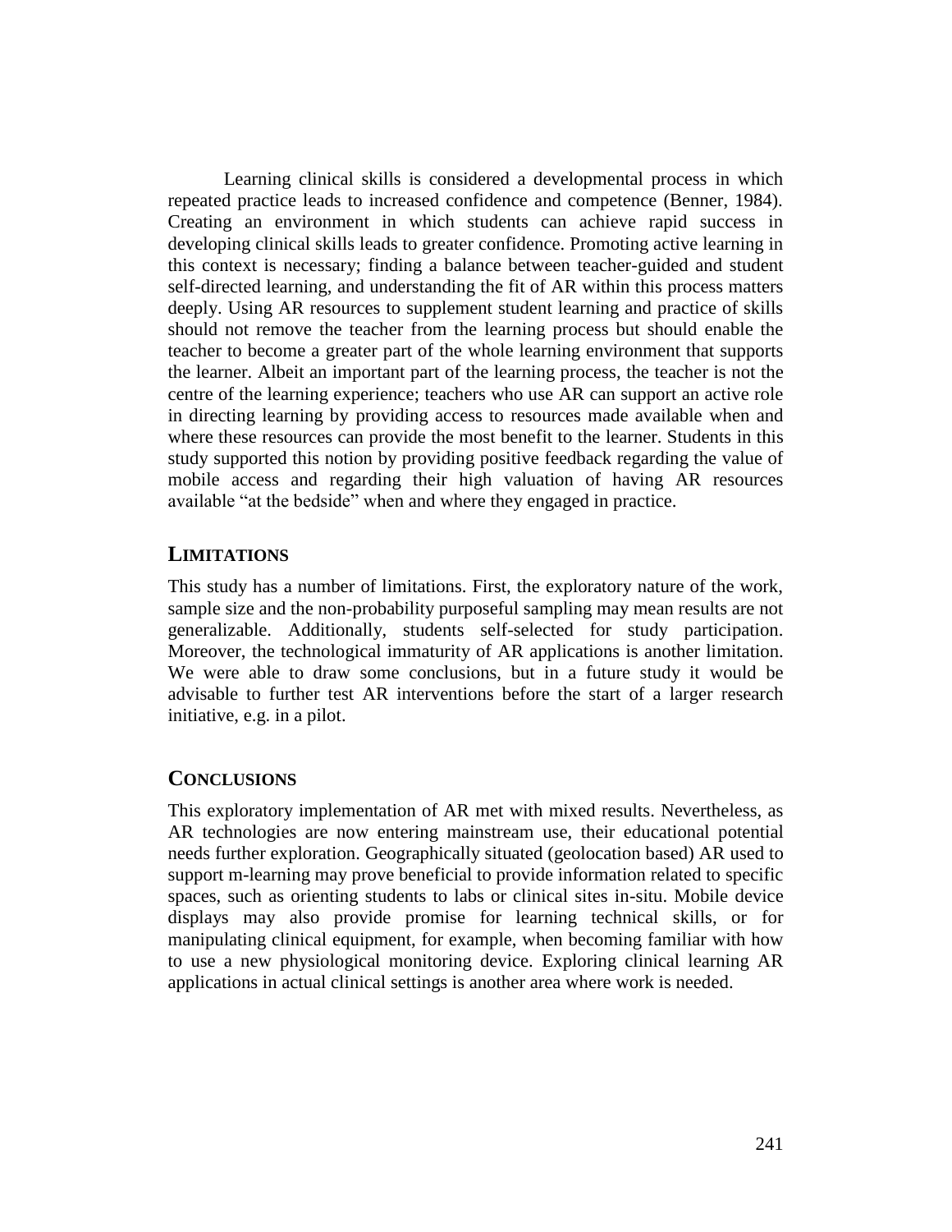Learning clinical skills is considered a developmental process in which repeated practice leads to increased confidence and competence (Benner, 1984). Creating an environment in which students can achieve rapid success in developing clinical skills leads to greater confidence. Promoting active learning in this context is necessary; finding a balance between teacher-guided and student self-directed learning, and understanding the fit of AR within this process matters deeply. Using AR resources to supplement student learning and practice of skills should not remove the teacher from the learning process but should enable the teacher to become a greater part of the whole learning environment that supports the learner. Albeit an important part of the learning process, the teacher is not the centre of the learning experience; teachers who use AR can support an active role in directing learning by providing access to resources made available when and where these resources can provide the most benefit to the learner. Students in this study supported this notion by providing positive feedback regarding the value of mobile access and regarding their high valuation of having AR resources available "at the bedside" when and where they engaged in practice.

## LIMITATIONS

This study has a number of limitations. First, the exploratory nature of the work, sample size and the non-probability purposeful sampling may mean results are not generalizable. Additionally, students self-selected for study participation. Moreover, the technological immaturity of AR applications is another limitation. We were able to draw some conclusions, but in a future study it would be advisable to further test AR interventions before the start of a larger research initiative, e.g. in a pilot.

## CONCLUSIONS

This exploratory implementation of AR met with mixed results. Nevertheless, as AR technologies are now entering mainstream use, their educational potential needs further exploration. Geographically situated (geolocation based) AR used to support m-learning may prove beneficial to provide information related to specific spaces, such as orienting students to labs or clinical sites in-situ. Mobile device displays may also provide promise for learning technical skills, or for manipulating clinical equipment, for example, when becoming familiar with how to use a new physiological monitoring device. Exploring clinical learning AR applications in actual clinical settings is another area where work is needed.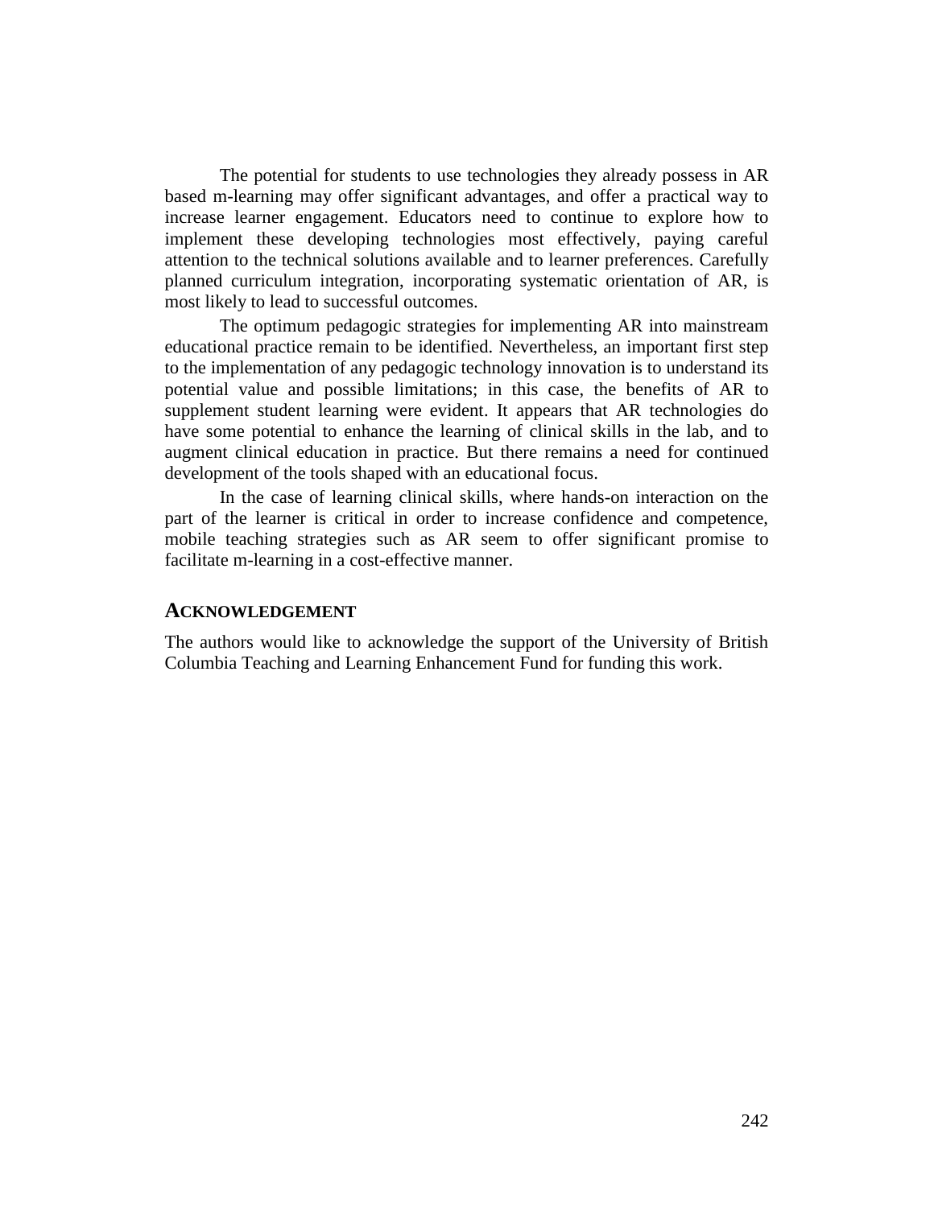The potential for students to use technologies they already possess in AR based m-learning may offer significant advantages, and offer a practical way to increase learner engagement. Educators need to continue to explore how to implement these developing technologies most effectively, paying careful attention to the technical solutions available and to learner preferences. Carefully planned curriculum integration, incorporating systematic orientation of AR, is most likely to lead to successful outcomes.

The optimum pedagogic strategies for implementing AR into mainstream educational practice remain to be identified. Nevertheless, an important first step to the implementation of any pedagogic technology innovation is to understand its potential value and possible limitations; in this case, the benefits of AR to supplement student learning were evident. It appears that AR technologies do have some potential to enhance the learning of clinical skills in the lab, and to augment clinical education in practice. But there remains a need for continued development of the tools shaped with an educational focus.

In the case of learning clinical skills, where hands-on interaction on the part of the learner is critical in order to increase confidence and competence, mobile teaching strategies such as AR seem to offer significant promise to facilitate m-learning in a cost-effective manner.

## ACKNOWLEDGEMENT

The authors would like to acknowledge the support of the University of British Columbia Teaching and Learning Enhancement Fund for funding this work.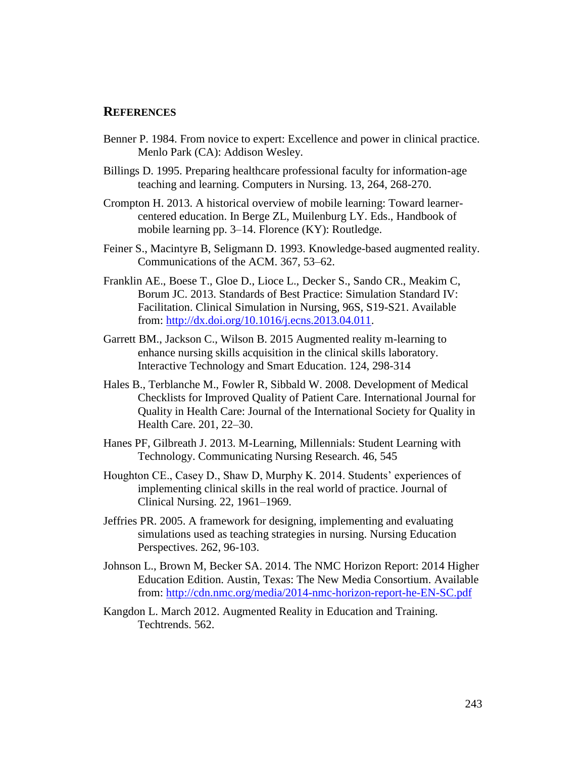## References

Benner P. 1984. From novice to expert: Excellence and power in clinical practice. Menlo Park (CA): Addison Wesley.

Billings D. 1995. Preparing healthcare professional faculty for information-age teaching and learning. Computers in Nursing. 13, 264, 268-270.

Crompton H. 2013. A historical overview of mobile learning: Toward learner-centered education. In Berge ZL, Muilenburg LY. Eds., Handbook of mobile learning pp. 3–14. Florence (KY): Routledge.

Feiner S., Macintyre B, Seligmann D. 1993. Knowledge-based augmented reality. Communications of the ACM. 367, 53–62.

Franklin AE., Boese T., Gloe D., Lioce L., Decker S., Sando CR., Meakim C, Borum JC. 2013. Standards of Best Practice: Simulation Standard IV: Facilitation. Clinical Simulation in Nursing, 96S, S19-S21. Available from: http://dx.doi.org/10.1016/j.ecns.2013.04.011.

Garrett BM., Jackson C., Wilson B. 2015 Augmented reality m-learning to enhance nursing skills acquisition in the clinical skills laboratory. Interactive Technology and Smart Education. 124, 298-314

Hales B., Terblanche M., Fowler R, Sibbald W. 2008. Development of Medical Checklists for Improved Quality of Patient Care. International Journal for Quality in Health Care: Journal of the International Society for Quality in Health Care. 201, 22–30.

Hanes PF, Gilbreath J. 2013. M-Learning, Millennials: Student Learning with Technology. Communicating Nursing Research. 46, 545

Houghton CE., Casey D., Shaw D, Murphy K. 2014. Students' experiences of implementing clinical skills in the real world of practice. Journal of Clinical Nursing. 22, 1961–1969.

Jeffries PR. 2005. A framework for designing, implementing and evaluating simulations used as teaching strategies in nursing. Nursing Education Perspectives. 262, 96-103.

Johnson L., Brown M, Becker SA. 2014. The NMC Horizon Report: 2014 Higher Education Edition. Austin, Texas: The New Media Consortium. Available from: http://cdn.nmc.org/media/2014-nmc-horizon-report-he-EN-SC.pdf

Kangdon L. March 2012. Augmented Reality in Education and Training. Techtrends. 562.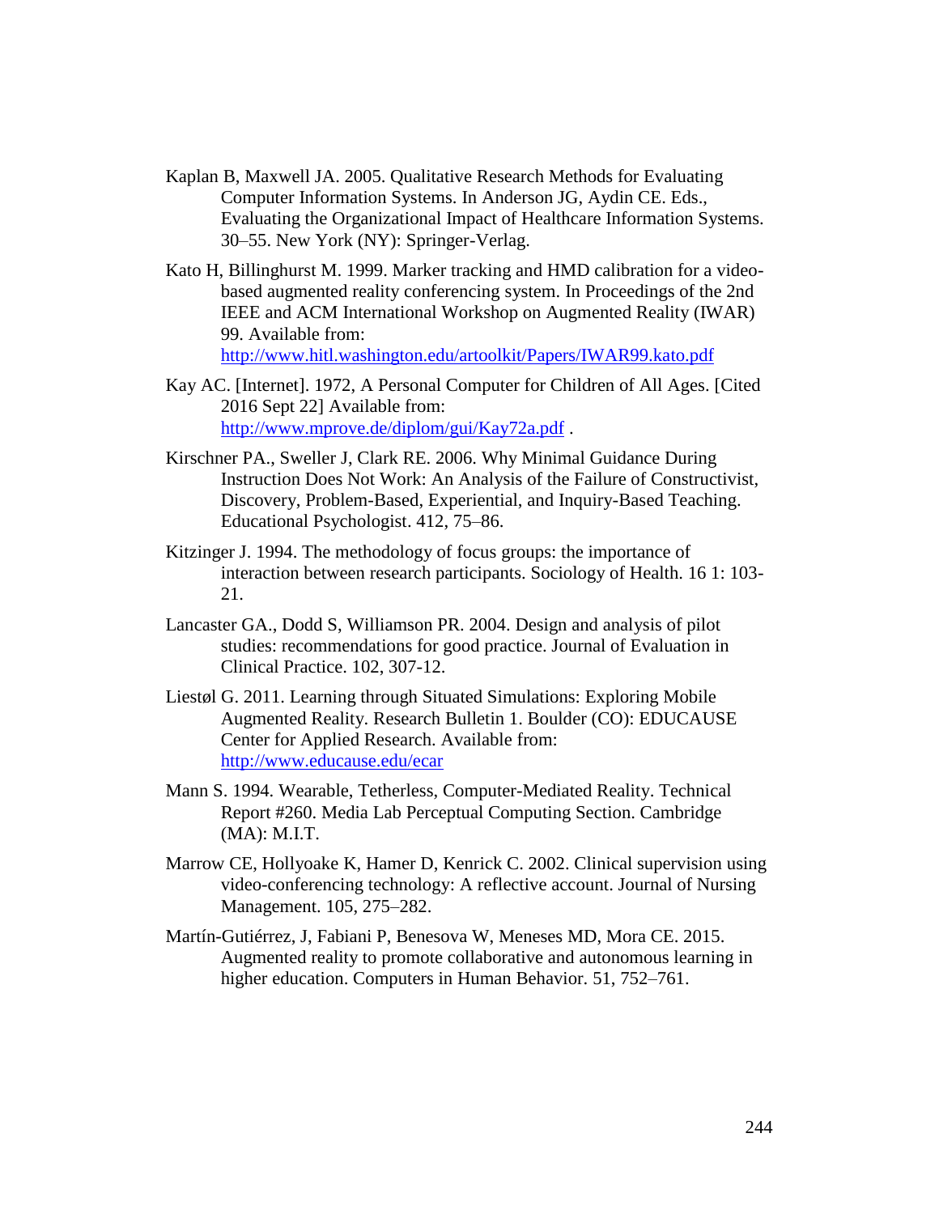Kaplan B, Maxwell JA. 2005. Qualitative Research Methods for Evaluating Computer Information Systems. In Anderson JG, Aydin CE. Eds., Evaluating the Organizational Impact of Healthcare Information Systems. 30–55. New York (NY): Springer-Verlag.

Kato H, Billinghurst M. 1999. Marker tracking and HMD calibration for a video-based augmented reality conferencing system. In Proceedings of the 2nd IEEE and ACM International Workshop on Augmented Reality (IWAR) 99. Available from: http://www.hitl.washington.edu/artoolkit/Papers/IWAR99.kato.pdf

Kay AC. [Internet]. 1972, A Personal Computer for Children of All Ages. [Cited 2016 Sept 22] Available from: http://www.mprove.de/diplom/gui/Kay72a.pdf .

Kirschner PA., Sweller J, Clark RE. 2006. Why Minimal Guidance During Instruction Does Not Work: An Analysis of the Failure of Constructivist, Discovery, Problem-Based, Experiential, and Inquiry-Based Teaching. Educational Psychologist. 412, 75–86.

Kitzinger J. 1994. The methodology of focus groups: the importance of interaction between research participants. Sociology of Health. 16 1: 103-21.

Lancaster GA., Dodd S, Williamson PR. 2004. Design and analysis of pilot studies: recommendations for good practice. Journal of Evaluation in Clinical Practice. 102, 307-12.

Liestøl G. 2011. Learning through Situated Simulations: Exploring Mobile Augmented Reality. Research Bulletin 1. Boulder (CO): EDUCAUSE Center for Applied Research. Available from: http://www.educause.edu/ecar

Mann S. 1994. Wearable, Tetherless, Computer-Mediated Reality. Technical Report #260. Media Lab Perceptual Computing Section. Cambridge (MA): M.I.T.

Marrow CE, Hollyoake K, Hamer D, Kenrick C. 2002. Clinical supervision using video-conferencing technology: A reflective account. Journal of Nursing Management. 105, 275–282.

Martín-Gutiérrez, J, Fabiani P, Benesova W, Meneses MD, Mora CE. 2015. Augmented reality to promote collaborative and autonomous learning in higher education. Computers in Human Behavior. 51, 752–761.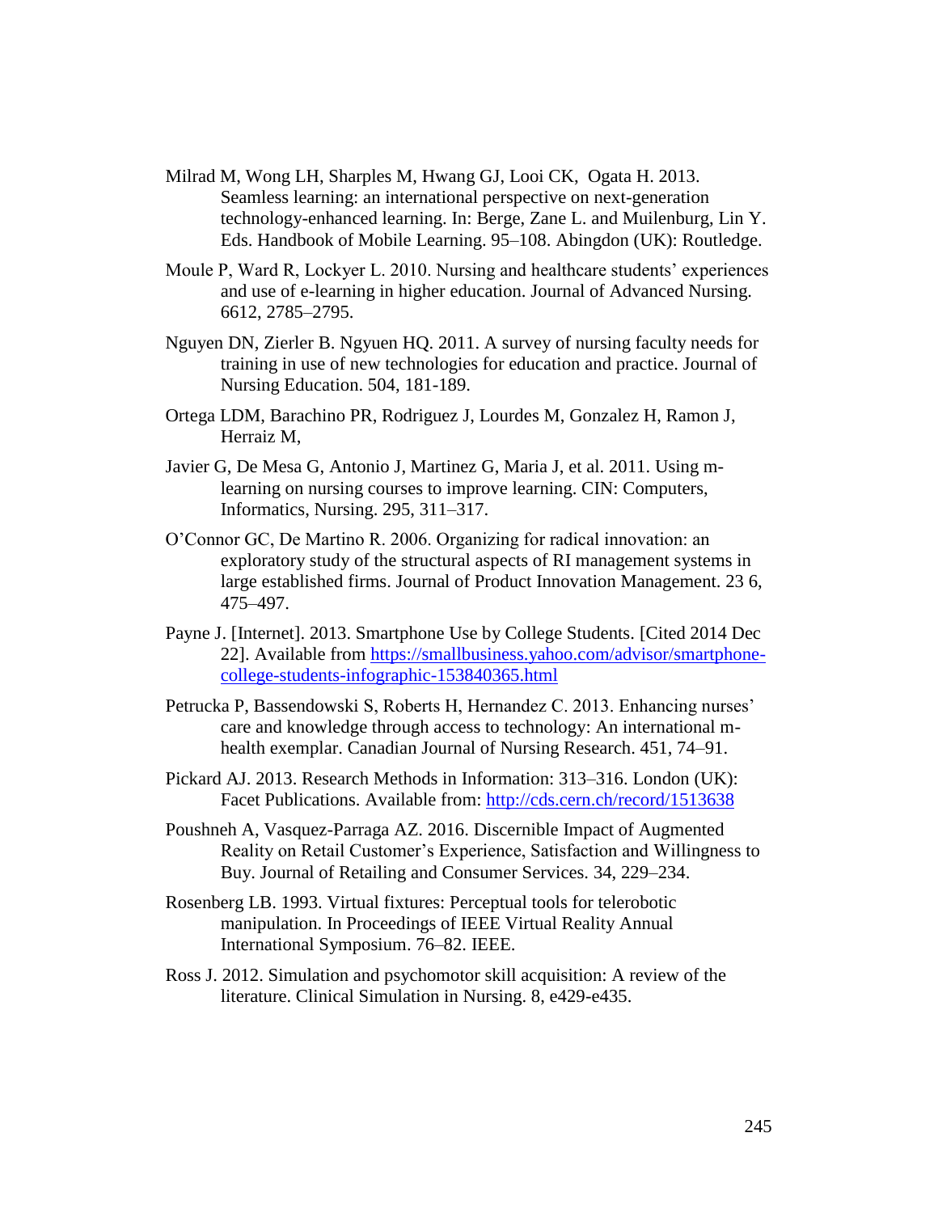Milrad M, Wong LH, Sharples M, Hwang GJ, Looi CK, Ogata H. 2013. Seamless learning: an international perspective on next-generation technology-enhanced learning. In: Berge, Zane L. and Muilenburg, Lin Y. Eds. Handbook of Mobile Learning. 95–108. Abingdon (UK): Routledge.

Moule P, Ward R, Lockyer L. 2010. Nursing and healthcare students' experiences and use of e-learning in higher education. Journal of Advanced Nursing. 6612, 2785–2795.

Nguyen DN, Zierler B. Ngyuen HQ. 2011. A survey of nursing faculty needs for training in use of new technologies for education and practice. Journal of Nursing Education. 504, 181-189.

Ortega LDM, Barachino PR, Rodriguez J, Lourdes M, Gonzalez H, Ramon J, Herraiz M,

Javier G, De Mesa G, Antonio J, Martinez G, Maria J, et al. 2011. Using m-learning on nursing courses to improve learning. CIN: Computers, Informatics, Nursing. 295, 311–317.

O'Connor GC, De Martino R. 2006. Organizing for radical innovation: an exploratory study of the structural aspects of RI management systems in large established firms. Journal of Product Innovation Management. 23 6, 475–497.

Payne J. [Internet]. 2013. Smartphone Use by College Students. [Cited 2014 Dec 22]. Available from https://smallbusiness.yahoo.com/advisor/smartphone-college-students-infographic-153840365.html

Petrucka P, Bassendowski S, Roberts H, Hernandez C. 2013. Enhancing nurses' care and knowledge through access to technology: An international m-health exemplar. Canadian Journal of Nursing Research. 451, 74–91.

Pickard AJ. 2013. Research Methods in Information: 313–316. London (UK): Facet Publications. Available from: http://cds.cern.ch/record/1513638

Poushneh A, Vasquez-Parraga AZ. 2016. Discernible Impact of Augmented Reality on Retail Customer's Experience, Satisfaction and Willingness to Buy. Journal of Retailing and Consumer Services. 34, 229–234.

Rosenberg LB. 1993. Virtual fixtures: Perceptual tools for telerobotic manipulation. In Proceedings of IEEE Virtual Reality Annual International Symposium. 76–82. IEEE.

Ross J. 2012. Simulation and psychomotor skill acquisition: A review of the literature. Clinical Simulation in Nursing. 8, e429-e435.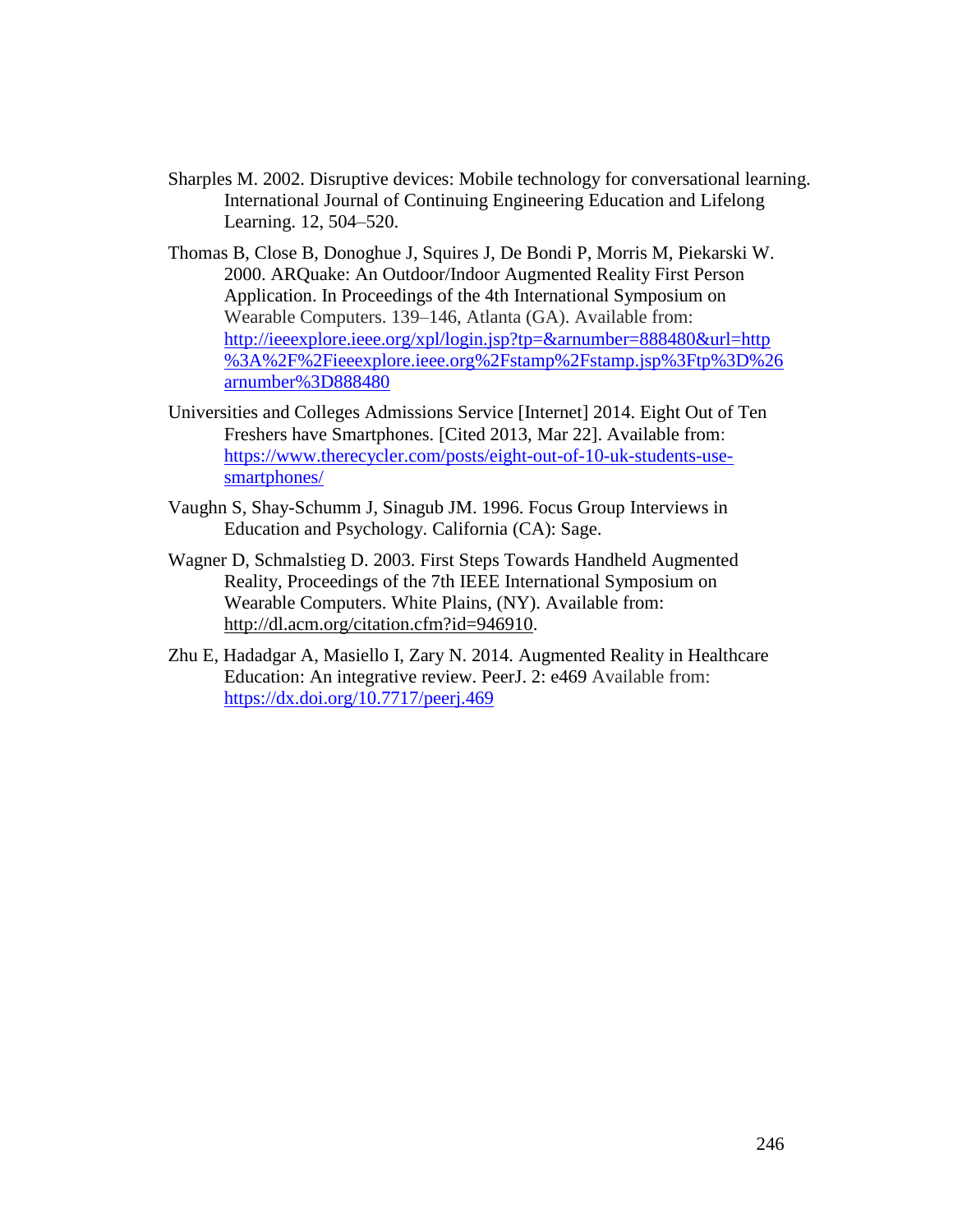Sharples M. 2002. Disruptive devices: Mobile technology for conversational learning. International Journal of Continuing Engineering Education and Lifelong Learning. 12, 504–520.

Thomas B, Close B, Donoghue J, Squires J, De Bondi P, Morris M, Piekarski W. 2000. ARQuake: An Outdoor/Indoor Augmented Reality First Person Application. In Proceedings of the 4th International Symposium on Wearable Computers. 139–146, Atlanta (GA). Available from: http://ieeexplore.ieee.org/xpl/login.jsp?tp=&arnumber=888480&url=http%3A%2F%2Fieeexplore.ieee.org%2Fstamp%2Fstamp.jsp%3Ftp%3D%26arnumber%3D888480

Universities and Colleges Admissions Service [Internet] 2014. Eight Out of Ten Freshers have Smartphones. [Cited 2013, Mar 22]. Available from: https://www.therecycler.com/posts/eight-out-of-10-uk-students-use-smartphones/

Vaughn S, Shay-Schumm J, Sinagub JM. 1996. Focus Group Interviews in Education and Psychology. California (CA): Sage.

Wagner D, Schmalstieg D. 2003. First Steps Towards Handheld Augmented Reality, Proceedings of the 7th IEEE International Symposium on Wearable Computers. White Plains, (NY). Available from: http://dl.acm.org/citation.cfm?id=946910.

Zhu E, Hadadgar A, Masiello I, Zary N. 2014. Augmented Reality in Healthcare Education: An integrative review. PeerJ. 2: e469 Available from: https://dx.doi.org/10.7717/peerj.469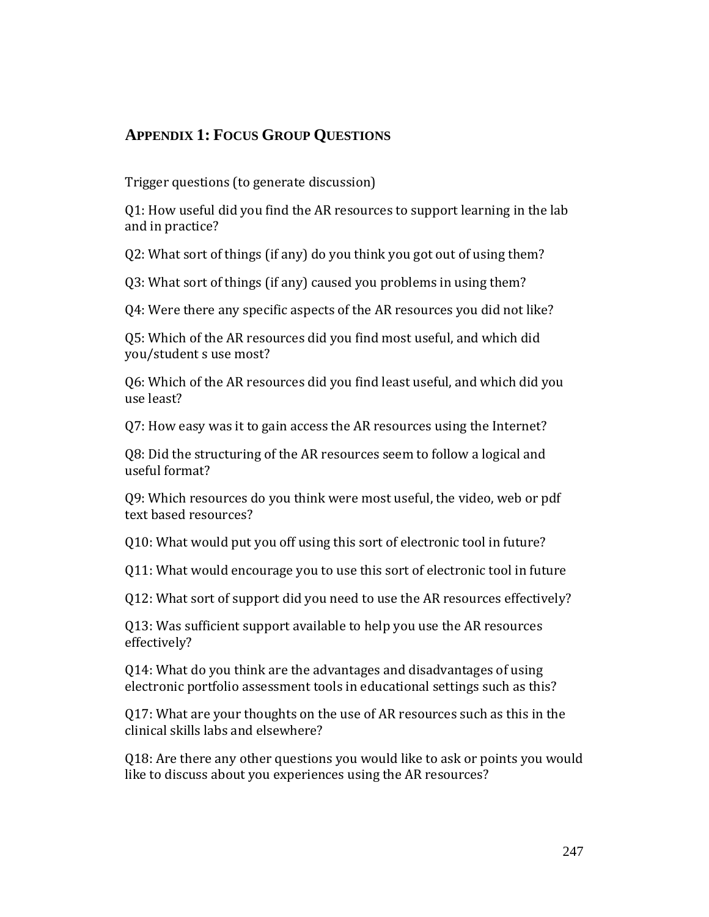## APPENDIX 1: FOCUS GROUP QUESTIONS

Trigger questions (to generate discussion)

Q1: How useful did you find the AR resources to support learning in the lab and in practice?

Q2: What sort of things (if any) do you think you got out of using them?

Q3: What sort of things (if any) caused you problems in using them?

Q4: Were there any specific aspects of the AR resources you did not like?

Q5: Which of the AR resources did you find most useful, and which did you/student s use most?

Q6: Which of the AR resources did you find least useful, and which did you use least?

Q7: How easy was it to gain access the AR resources using the Internet?

Q8: Did the structuring of the AR resources seem to follow a logical and useful format?

Q9: Which resources do you think were most useful, the video, web or pdf text based resources?

Q10: What would put you off using this sort of electronic tool in future?

Q11: What would encourage you to use this sort of electronic tool in future

Q12: What sort of support did you need to use the AR resources effectively?

Q13: Was sufficient support available to help you use the AR resources effectively?

Q14: What do you think are the advantages and disadvantages of using electronic portfolio assessment tools in educational settings such as this?

Q17: What are your thoughts on the use of AR resources such as this in the clinical skills labs and elsewhere?

Q18: Are there any other questions you would like to ask or points you would like to discuss about you experiences using the AR resources?